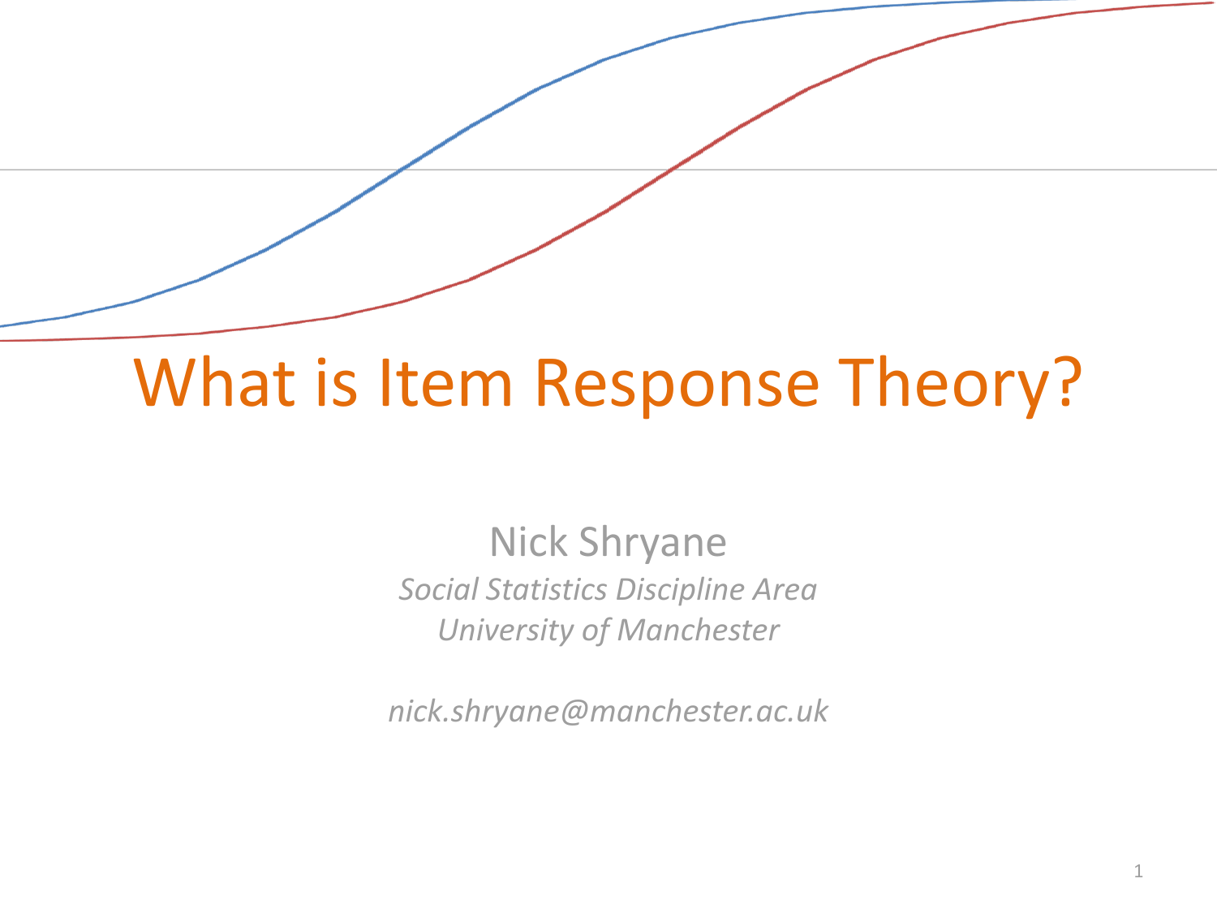# What is Item Response Theory?

Nick Shryane

*Social Statistics Discipline Area*

*University of Manchester*

*nick.shryane@manchester.ac.uk*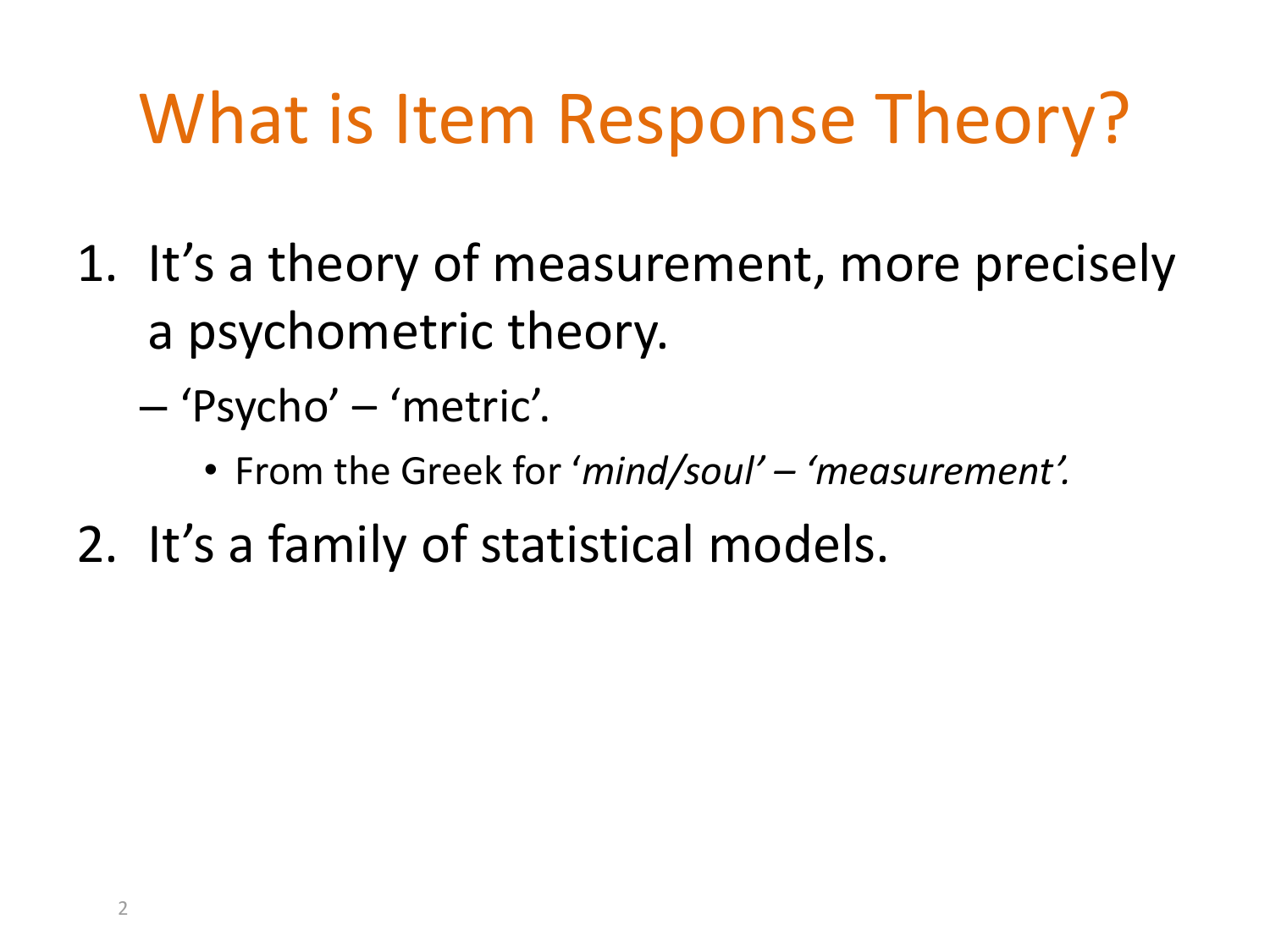# What is Item Response Theory?

1. It's a theory of measurement, more precisely a psychometric theory.
   - 'Psycho' – 'metric'.
     - From the Greek for '*mind/soul*' – '*measurement'.*
2. It's a family of statistical models.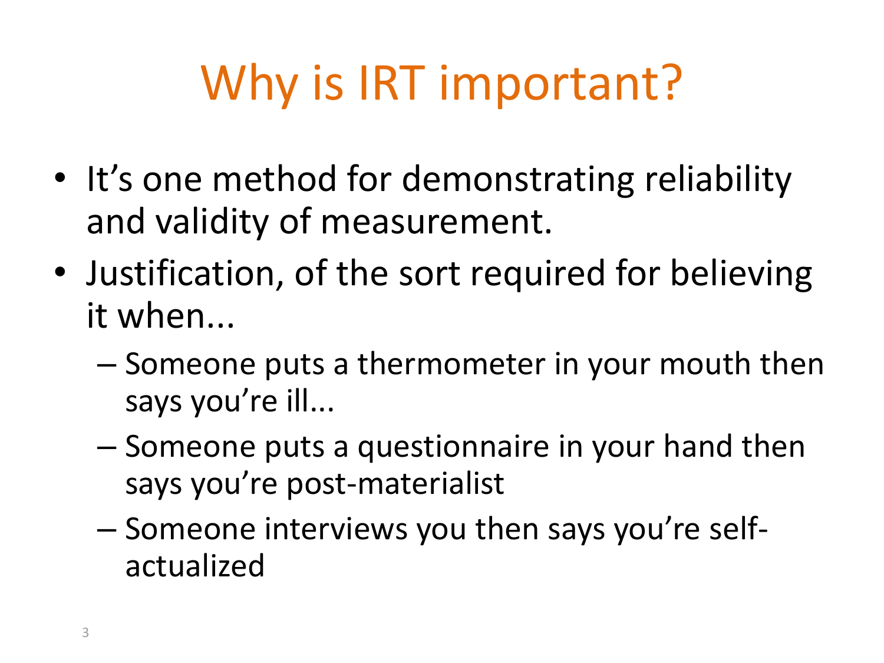# Why is IRT important?

- It's one method for demonstrating reliability and validity of measurement.
- Justification, of the sort required for believing it when...
  - Someone puts a thermometer in your mouth then says you're ill...
  - Someone puts a questionnaire in your hand then says you're post-materialist
  - Someone interviews you then says you're self-actualized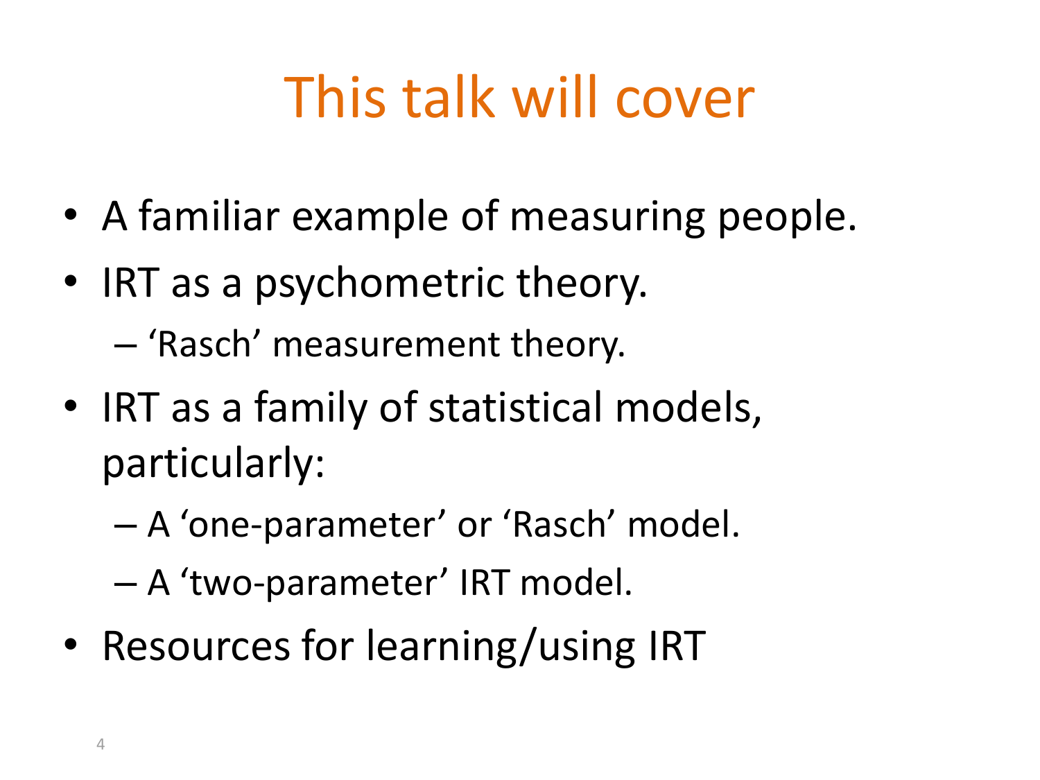# This talk will cover

- A familiar example of measuring people.
- IRT as a psychometric theory.
  - 'Rasch' measurement theory.
- IRT as a family of statistical models, particularly:
  - A 'one-parameter' or 'Rasch' model.
  - A 'two-parameter' IRT model.
- Resources for learning/using IRT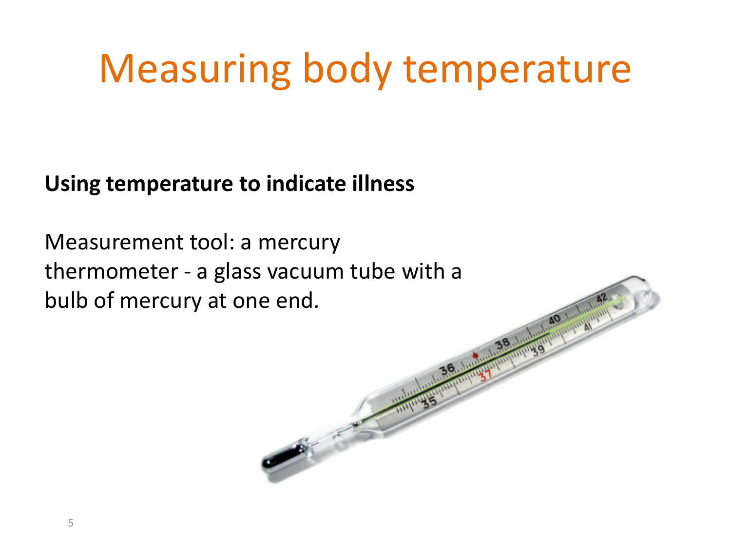# Measuring body temperature

**Using temperature to indicate illness**

Measurement tool: a mercury thermometer - a glass vacuum tube with a bulb of mercury at one end.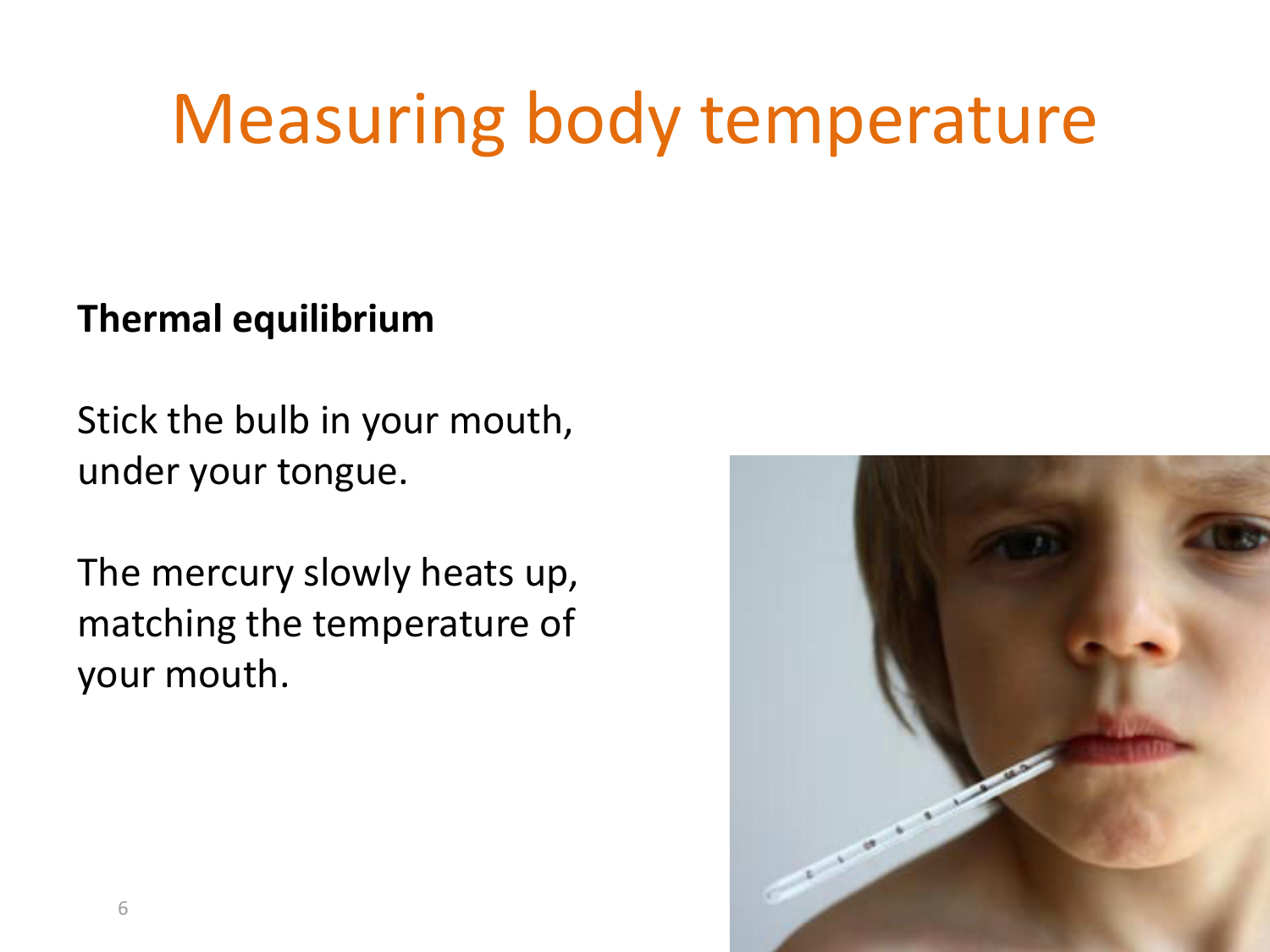# Measuring body temperature

**Thermal equilibrium**

Stick the bulb in your mouth, under your tongue.

The mercury slowly heats up, matching the temperature of your mouth.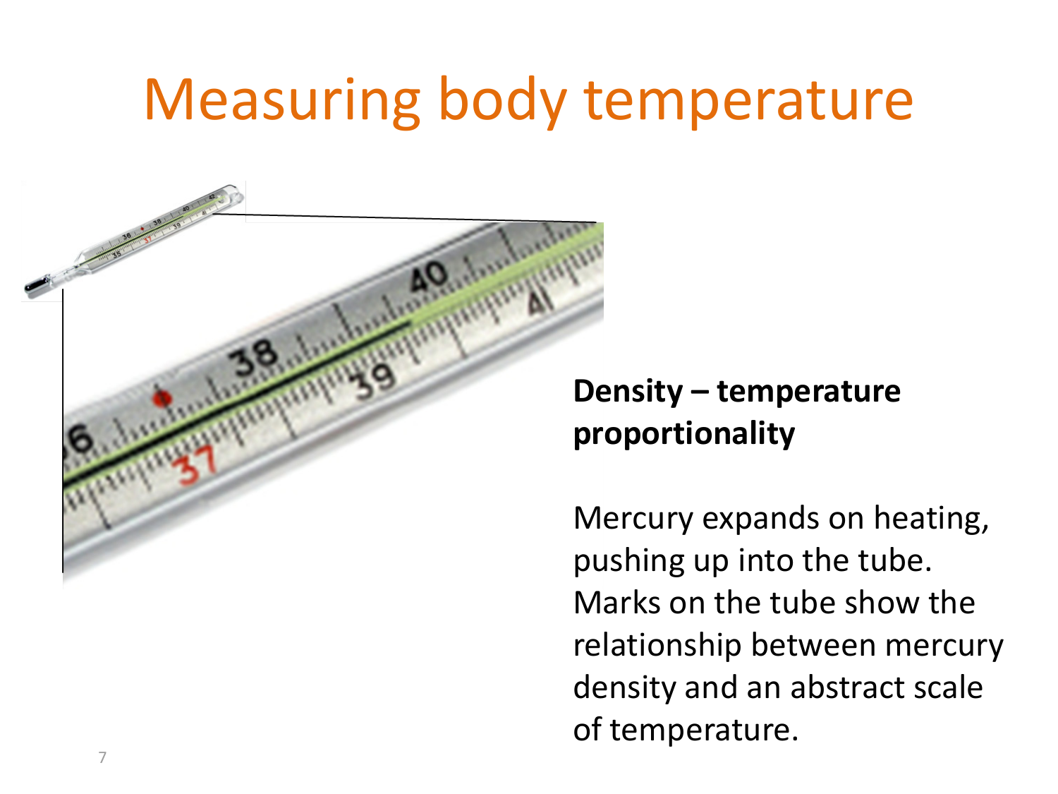# Measuring body temperature

**Density – temperature proportionality**

Mercury expands on heating, pushing up into the tube. Marks on the tube show the relationship between mercury density and an abstract scale of temperature.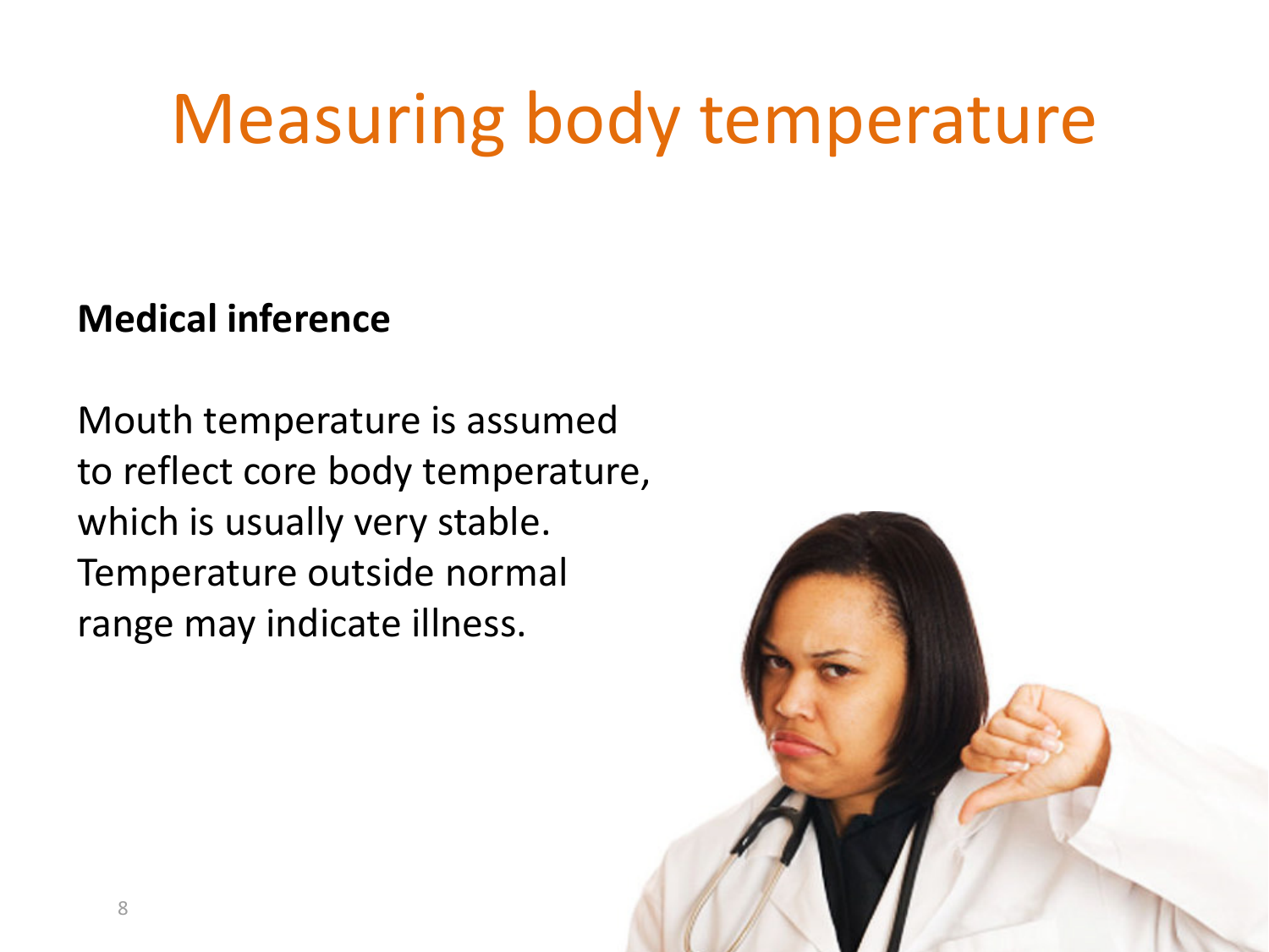# Measuring body temperature

**Medical inference**

Mouth temperature is assumed to reflect core body temperature, which is usually very stable. Temperature outside normal range may indicate illness.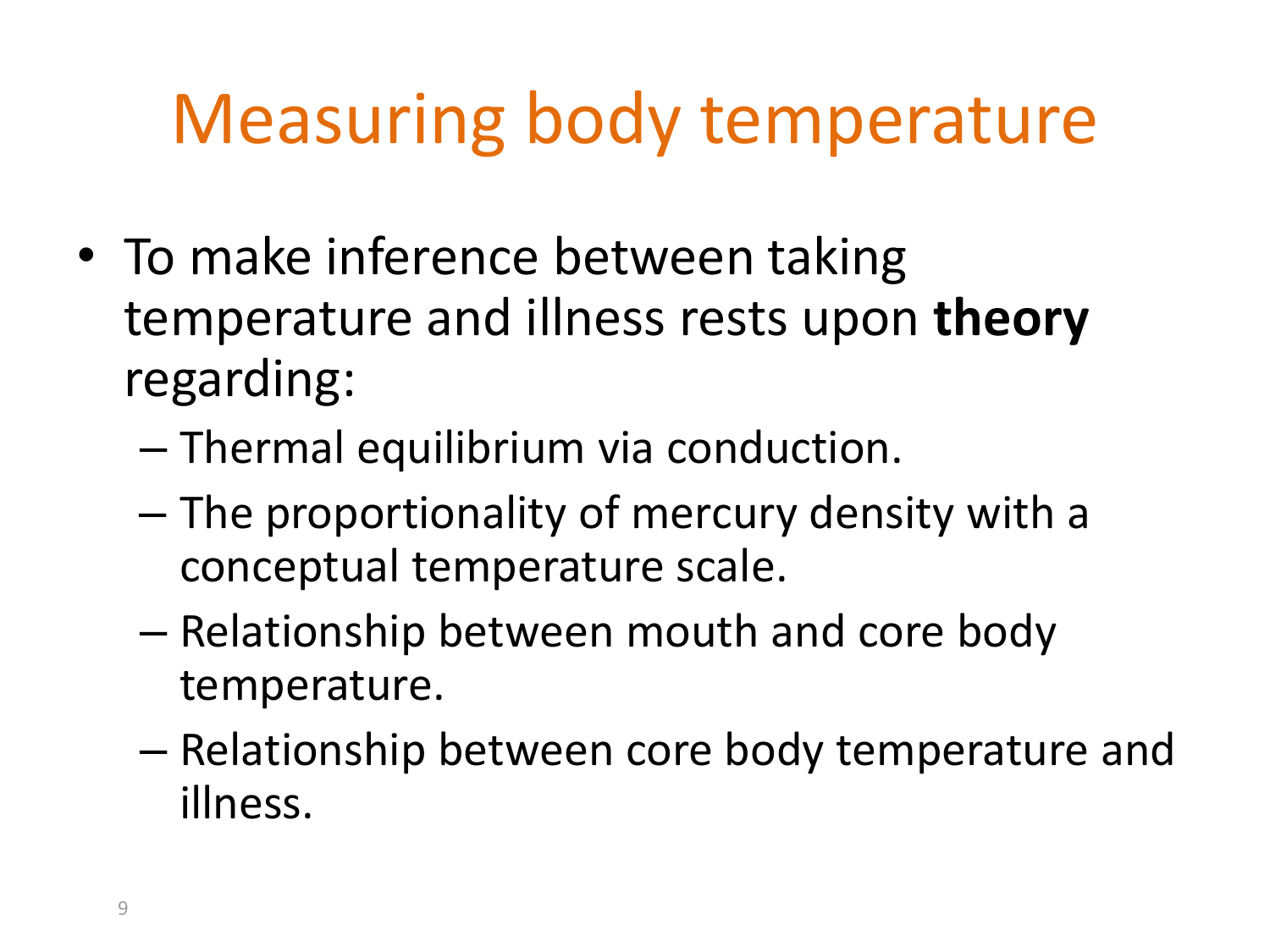# Measuring body temperature

- To make inference between taking temperature and illness rests upon **theory** regarding:
  - Thermal equilibrium via conduction.
  - The proportionality of mercury density with a conceptual temperature scale.
  - Relationship between mouth and core body temperature.
  - Relationship between core body temperature and illness.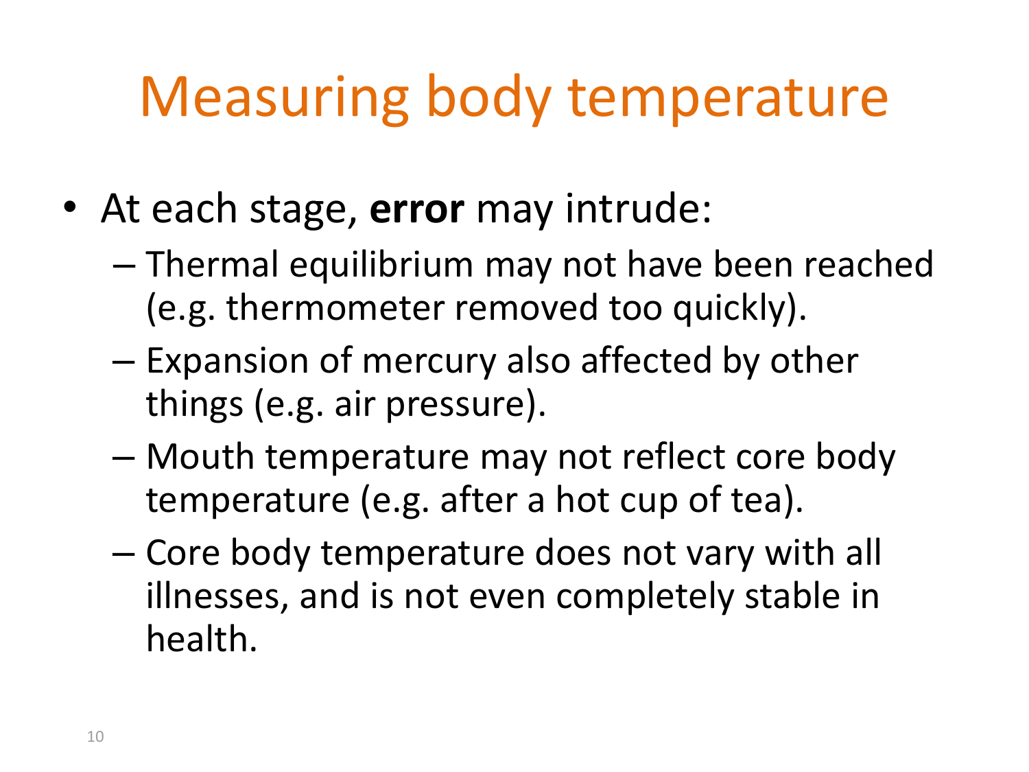# Measuring body temperature

- At each stage, **error** may intrude:
  - Thermal equilibrium may not have been reached (e.g. thermometer removed too quickly).
  - Expansion of mercury also affected by other things (e.g. air pressure).
  - Mouth temperature may not reflect core body temperature (e.g. after a hot cup of tea).
  - Core body temperature does not vary with all illnesses, and is not even completely stable in health.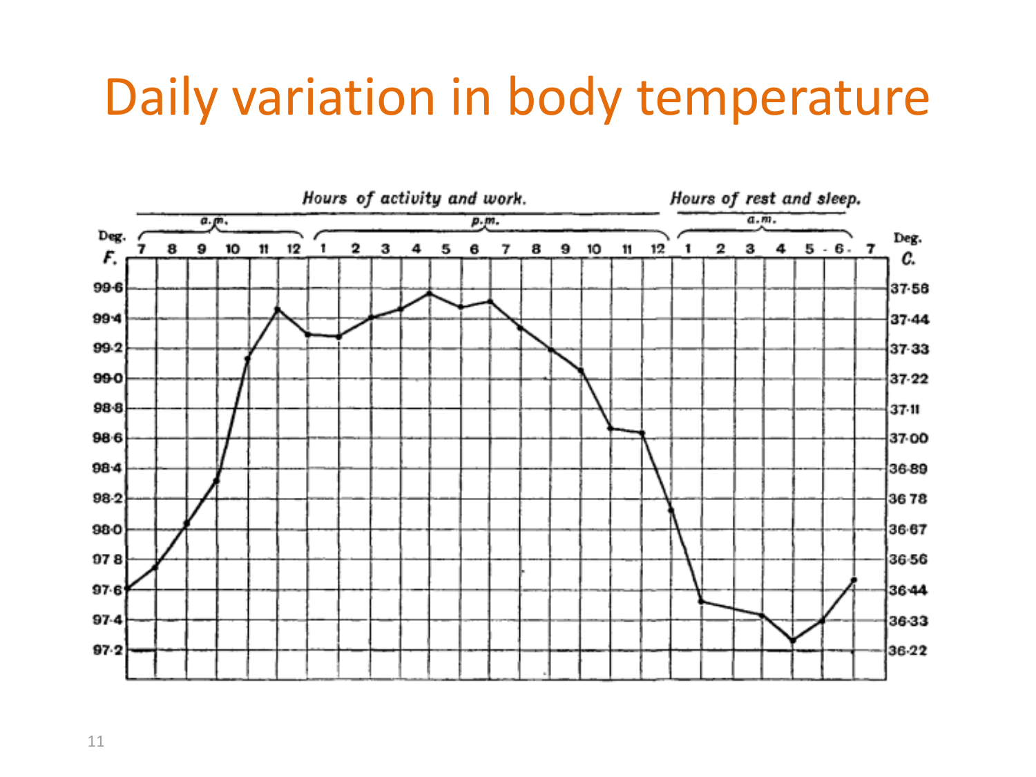# Daily variation in body temperature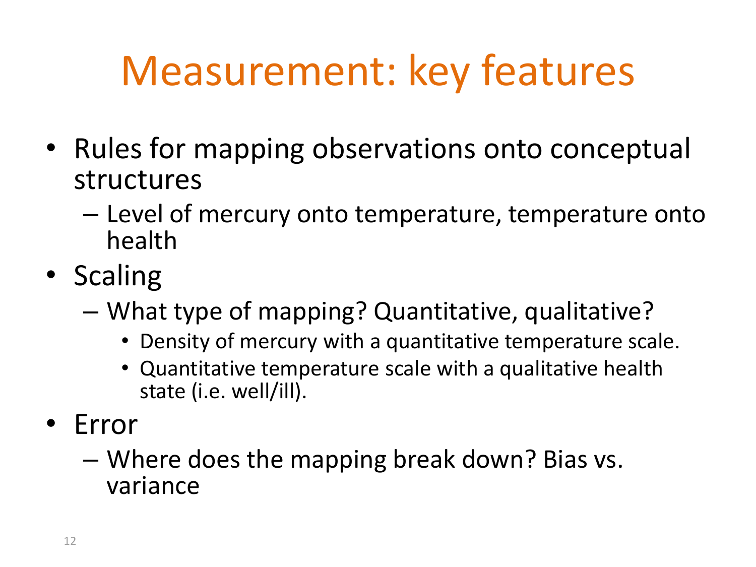# Measurement: key features

- Rules for mapping observations onto conceptual structures
  - Level of mercury onto temperature, temperature onto health
- Scaling
  - What type of mapping? Quantitative, qualitative?
    - Density of mercury with a quantitative temperature scale.
    - Quantitative temperature scale with a qualitative health state (i.e. well/ill).
- Error
  - Where does the mapping break down? Bias vs. variance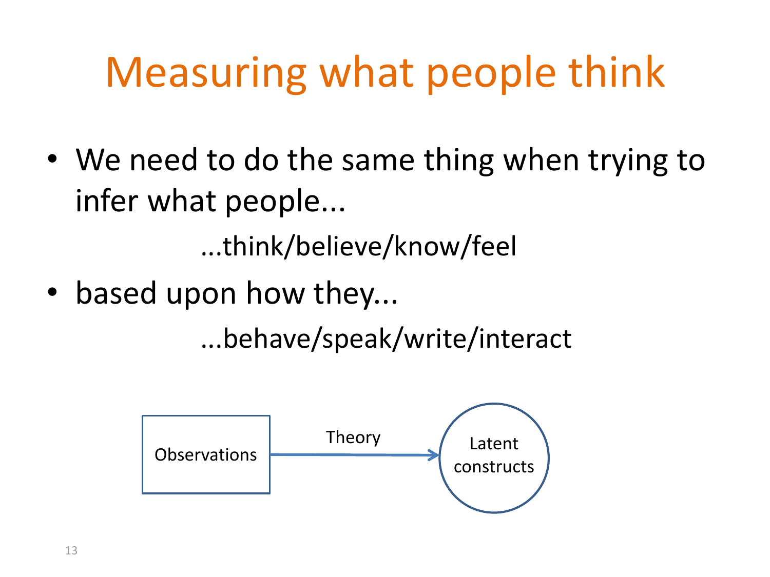# Measuring what people think

- We need to do the same thing when trying to infer what people...

  ...think/believe/know/feel

- based upon how they...

  ...behave/speak/write/interact

Observations → Theory → Latent constructs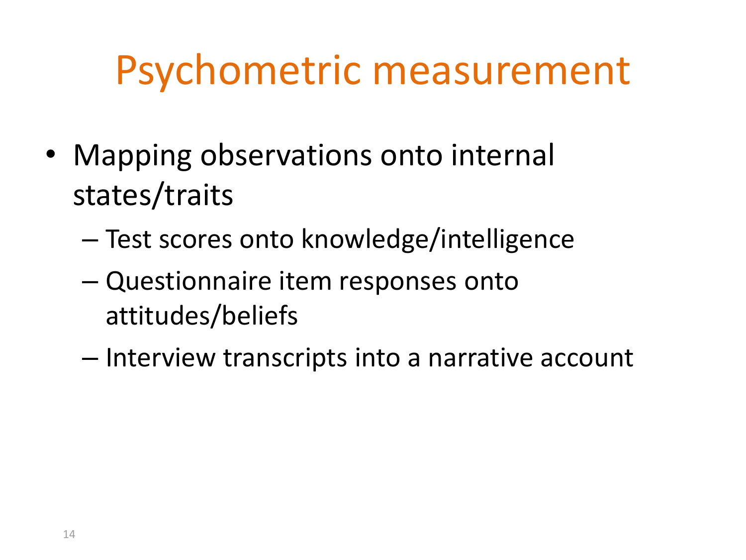# Psychometric measurement

- Mapping observations onto internal states/traits
  - Test scores onto knowledge/intelligence
  - Questionnaire item responses onto attitudes/beliefs
  - Interview transcripts into a narrative account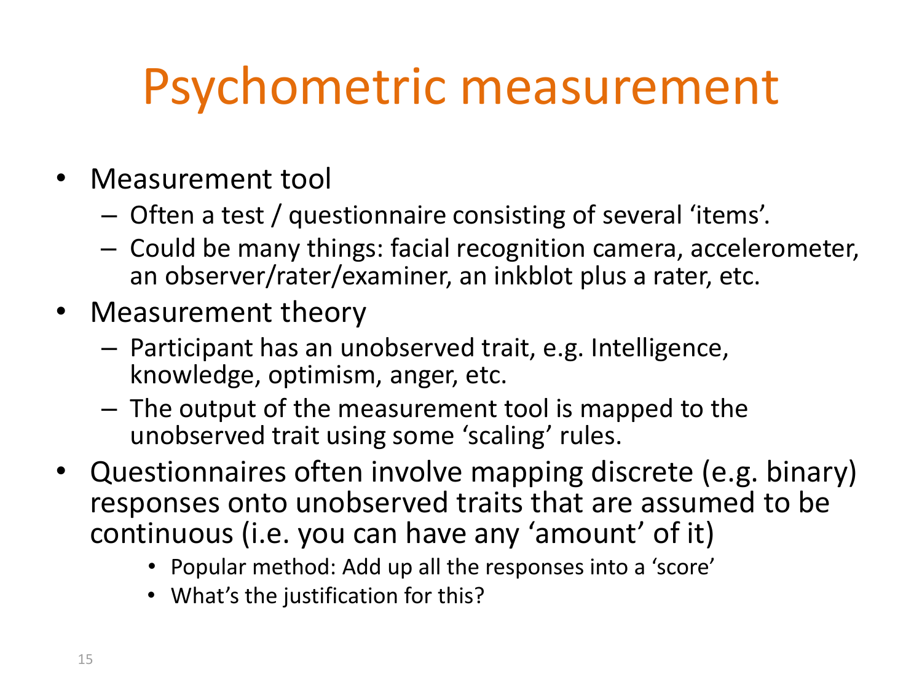# Psychometric measurement

- Measurement tool
  - Often a test / questionnaire consisting of several ‘items’.
  - Could be many things: facial recognition camera, accelerometer, an observer/rater/examiner, an inkblot plus a rater, etc.
- Measurement theory
  - Participant has an unobserved trait, e.g. Intelligence, knowledge, optimism, anger, etc.
  - The output of the measurement tool is mapped to the unobserved trait using some ‘scaling’ rules.
- Questionnaires often involve mapping discrete (e.g. binary) responses onto unobserved traits that are assumed to be continuous (i.e. you can have any ‘amount’ of it)
  - Popular method: Add up all the responses into a ‘score’
  - What’s the justification for this?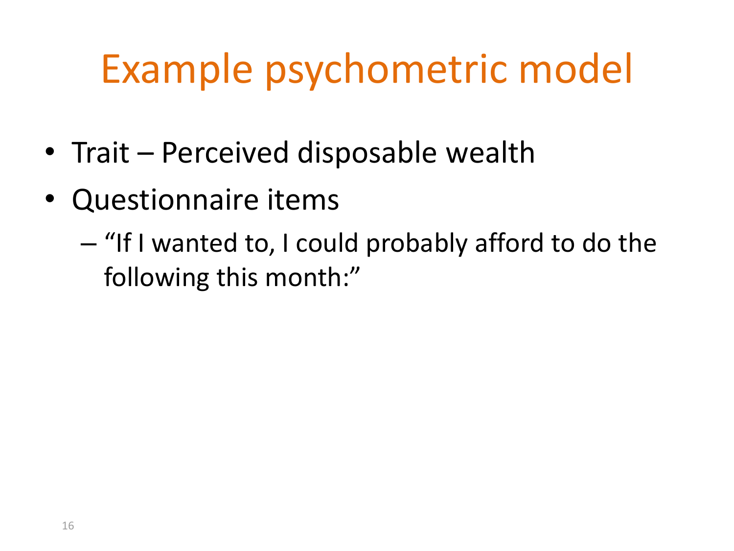# Example psychometric model

- Trait – Perceived disposable wealth
- Questionnaire items
  - "If I wanted to, I could probably afford to do the following this month:"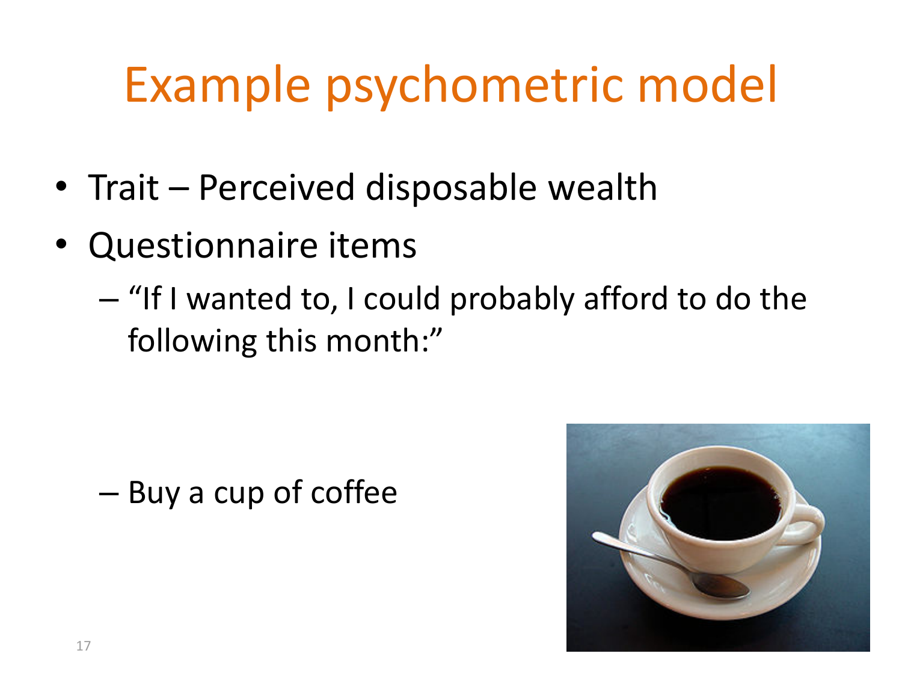# Example psychometric model

- Trait – Perceived disposable wealth
- Questionnaire items
  - "If I wanted to, I could probably afford to do the following this month:"
  - Buy a cup of coffee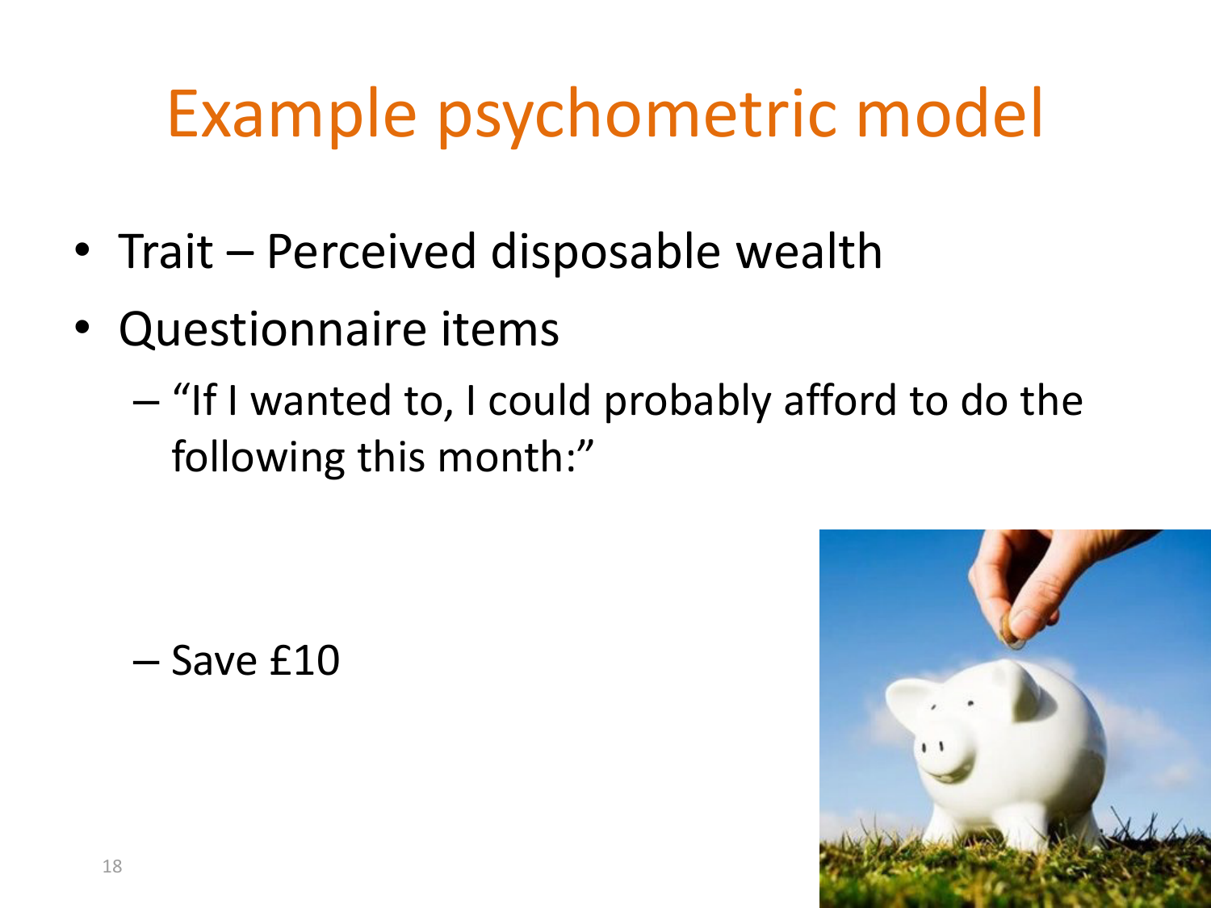# Example psychometric model

- Trait – Perceived disposable wealth
- Questionnaire items
  - "If I wanted to, I could probably afford to do the following this month:"
  - Save £10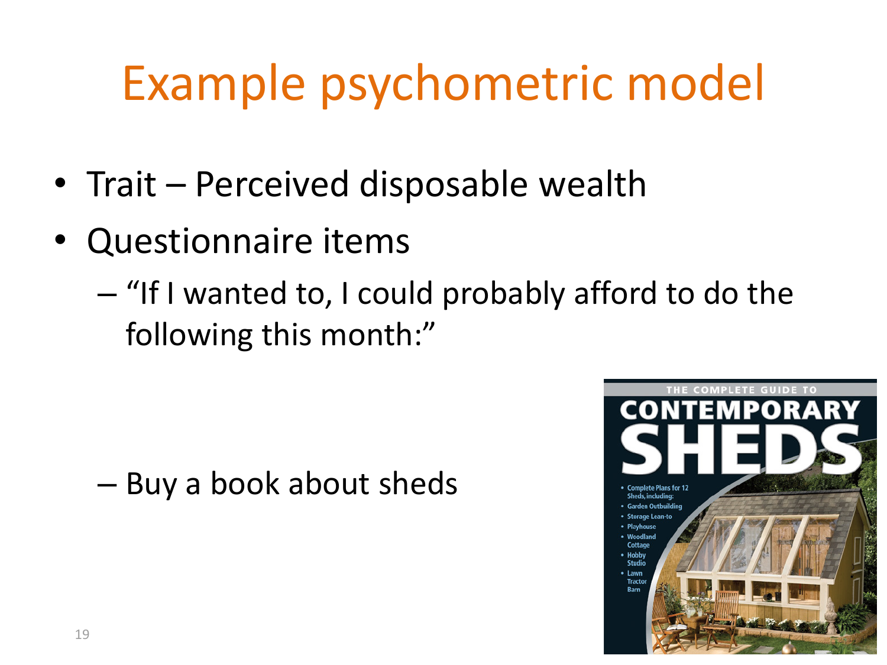# Example psychometric model

- Trait – Perceived disposable wealth
- Questionnaire items
  - "If I wanted to, I could probably afford to do the following this month:"
  - Buy a book about sheds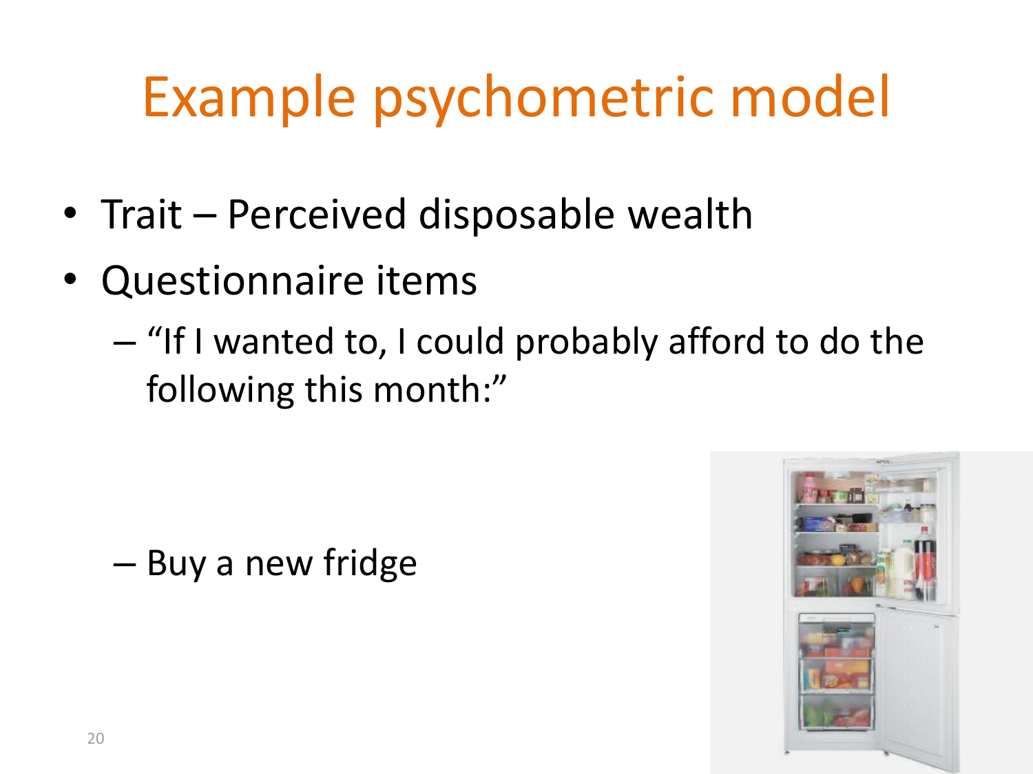# Example psychometric model

- Trait – Perceived disposable wealth
- Questionnaire items
  - "If I wanted to, I could probably afford to do the following this month:"
  - Buy a new fridge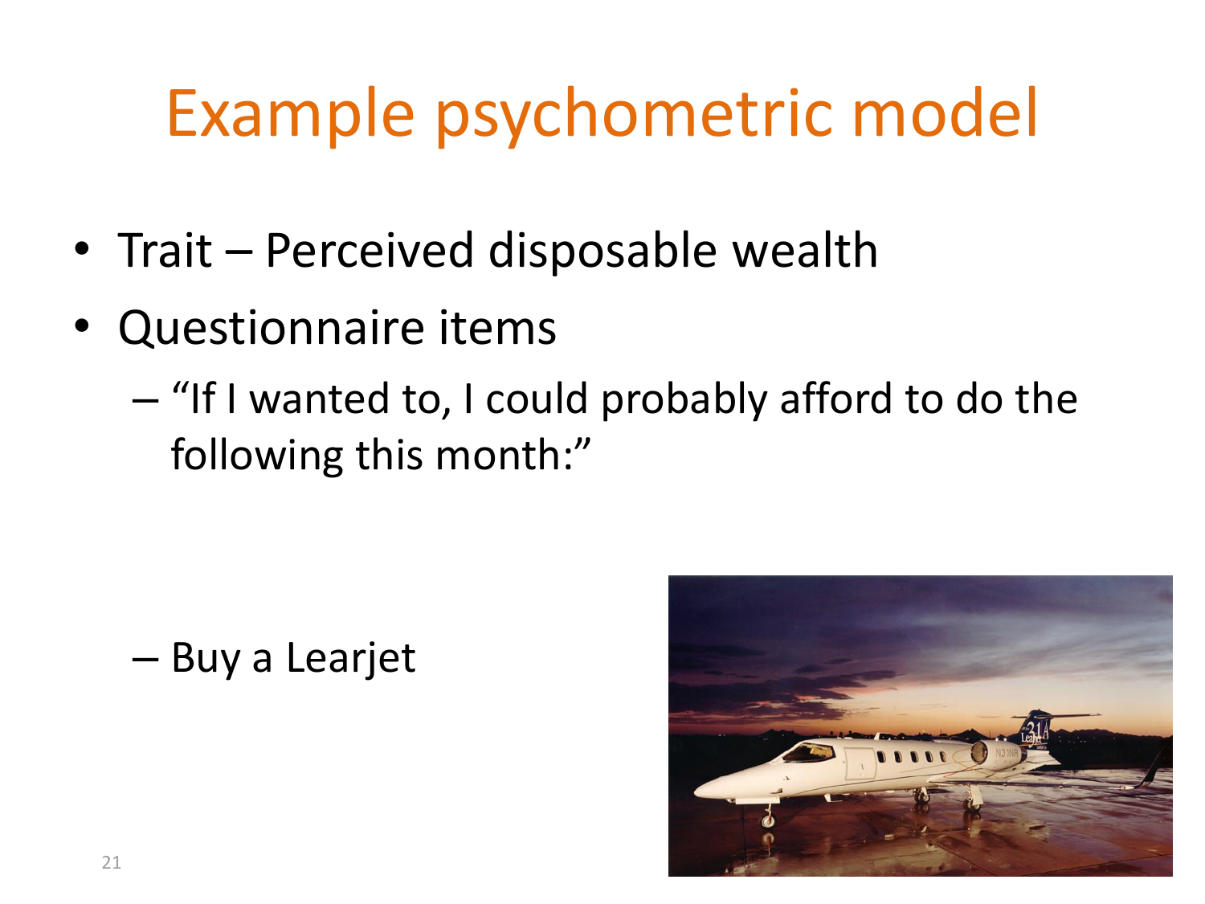# Example psychometric model

- Trait – Perceived disposable wealth
- Questionnaire items
  - "If I wanted to, I could probably afford to do the following this month:"
  - Buy a Learjet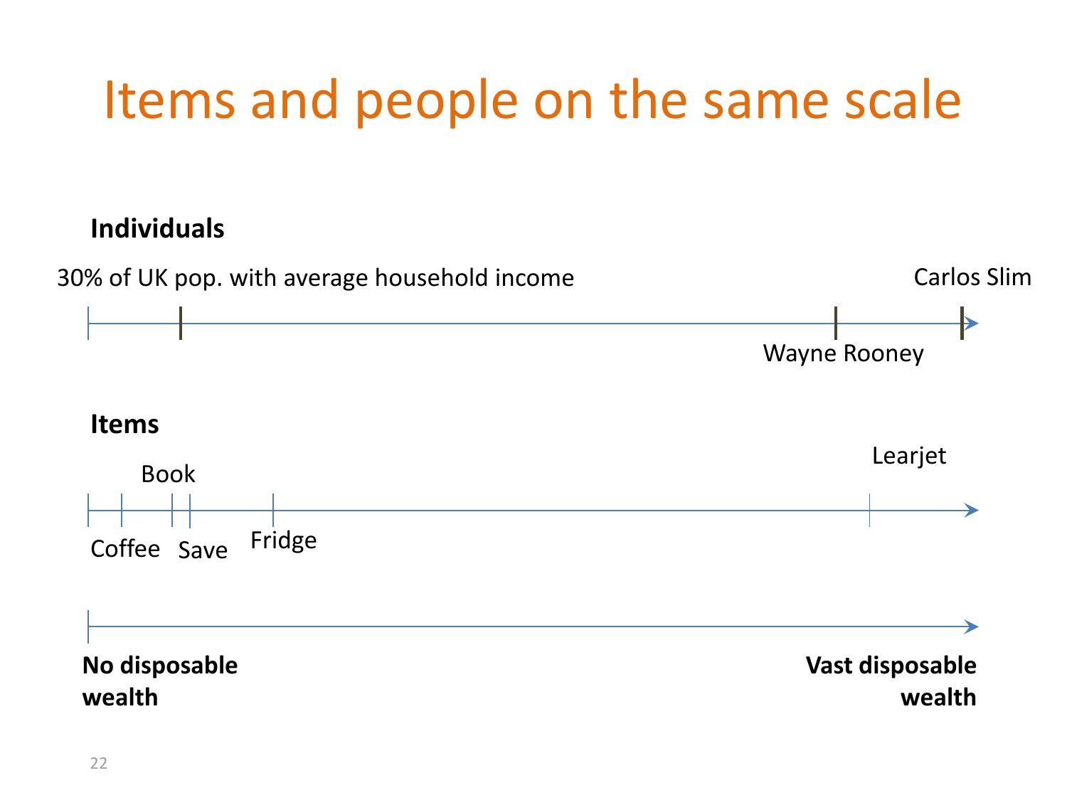# Items and people on the same scale

**Individuals**

30% of UK pop. with average household income

Carlos Slim

Wayne Rooney

**Items**

Book

Learjet

Coffee

Save

Fridge

**No disposable wealth**

**Vast disposable wealth**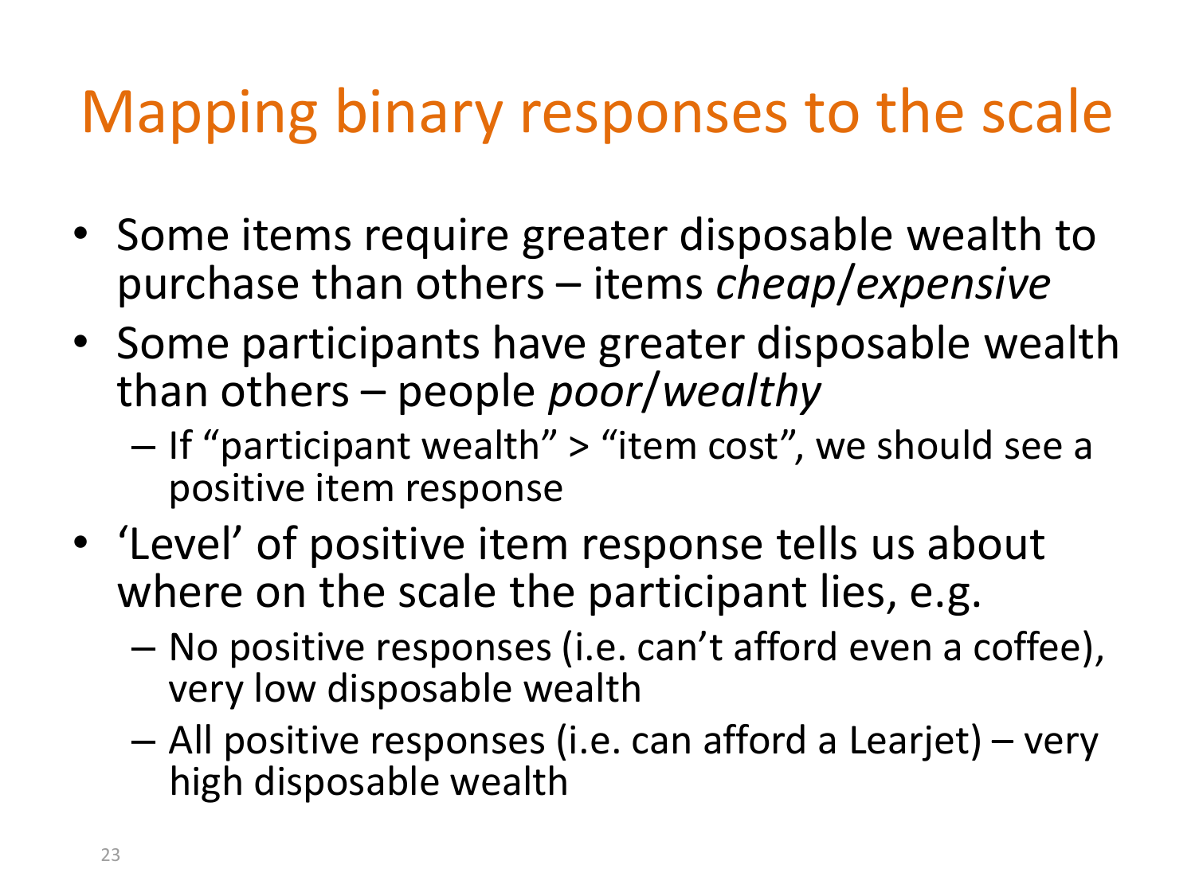# Mapping binary responses to the scale

- Some items require greater disposable wealth to purchase than others – items *cheap*/*expensive*
- Some participants have greater disposable wealth than others – people *poor*/*wealthy*
  - If "participant wealth" > "item cost", we should see a positive item response
- 'Level' of positive item response tells us about where on the scale the participant lies, e.g.
  - No positive responses (i.e. can't afford even a coffee), very low disposable wealth
  - All positive responses (i.e. can afford a Learjet) – very high disposable wealth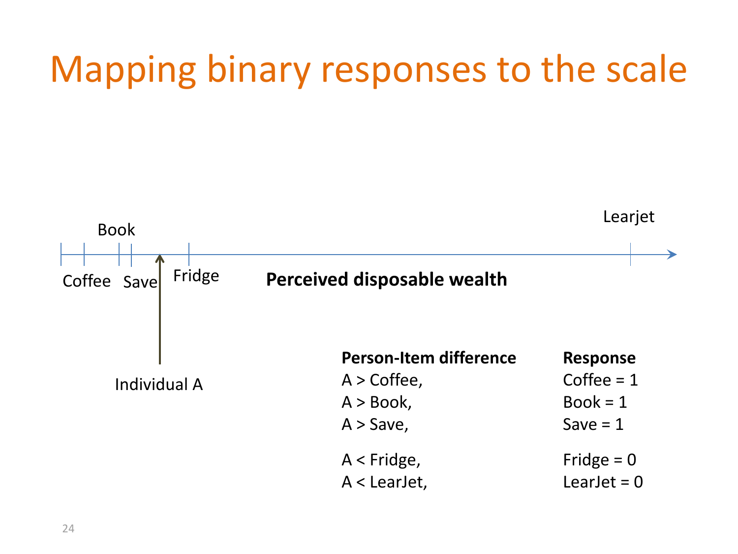# Mapping binary responses to the scale

Book

Learjet

Coffee Save Fridge **Perceived disposable wealth**

Individual A

| **Person-Item difference** | **Response** |
|---|---|
| A > Coffee, | Coffee = 1 |
| A > Book, | Book = 1 |
| A > Save, | Save = 1 |
| A < Fridge, | Fridge = 0 |
| A < LearJet, | LearJet = 0 |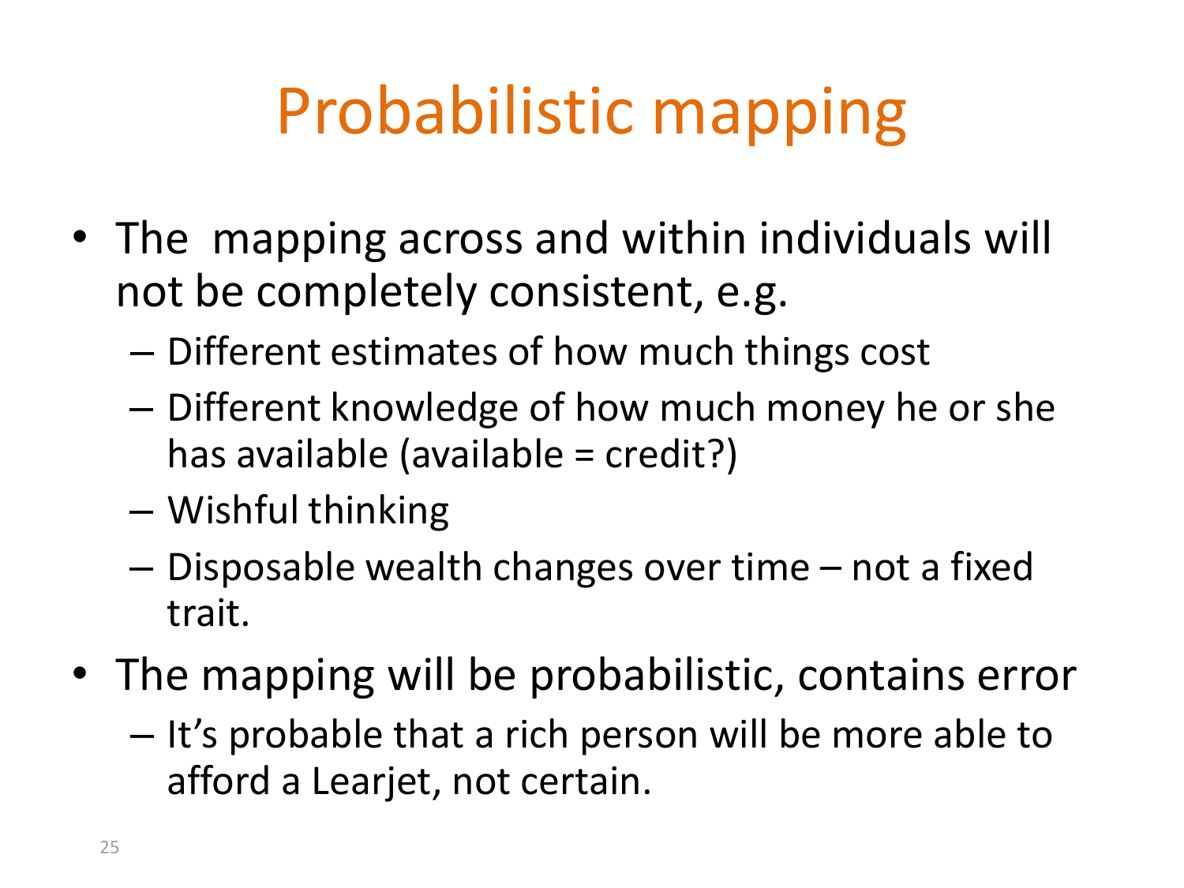# Probabilistic mapping

- The mapping across and within individuals will not be completely consistent, e.g.
  - Different estimates of how much things cost
  - Different knowledge of how much money he or she has available (available = credit?)
  - Wishful thinking
  - Disposable wealth changes over time – not a fixed trait.
- The mapping will be probabilistic, contains error
  - It's probable that a rich person will be more able to afford a Learjet, not certain.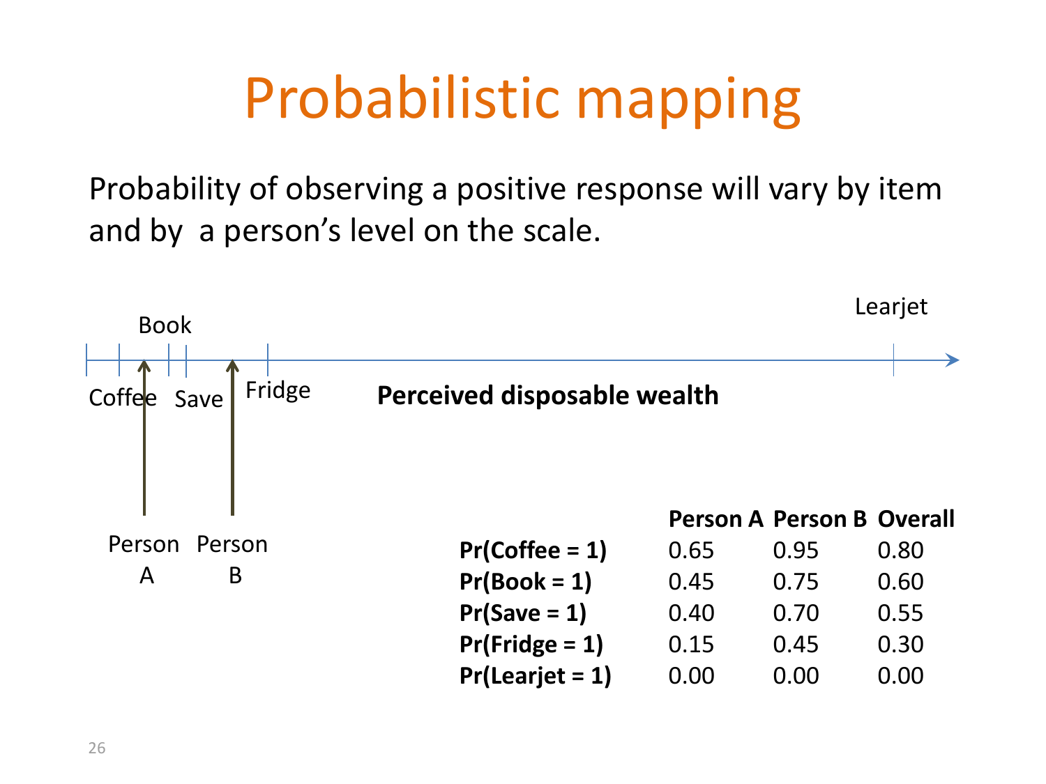# Probabilistic mapping

Probability of observing a positive response will vary by item and by a person's level on the scale.

Book, Learjet

Coffee, Save, Fridge

**Perceived disposable wealth**

Person A, Person B

| | Person A | Person B | Overall |
|---|---|---|---|
| **Pr(Coffee = 1)** | 0.65 | 0.95 | 0.80 |
| **Pr(Book = 1)** | 0.45 | 0.75 | 0.60 |
| **Pr(Save = 1)** | 0.40 | 0.70 | 0.55 |
| **Pr(Fridge = 1)** | 0.15 | 0.45 | 0.30 |
| **Pr(Learjet = 1)** | 0.00 | 0.00 | 0.00 |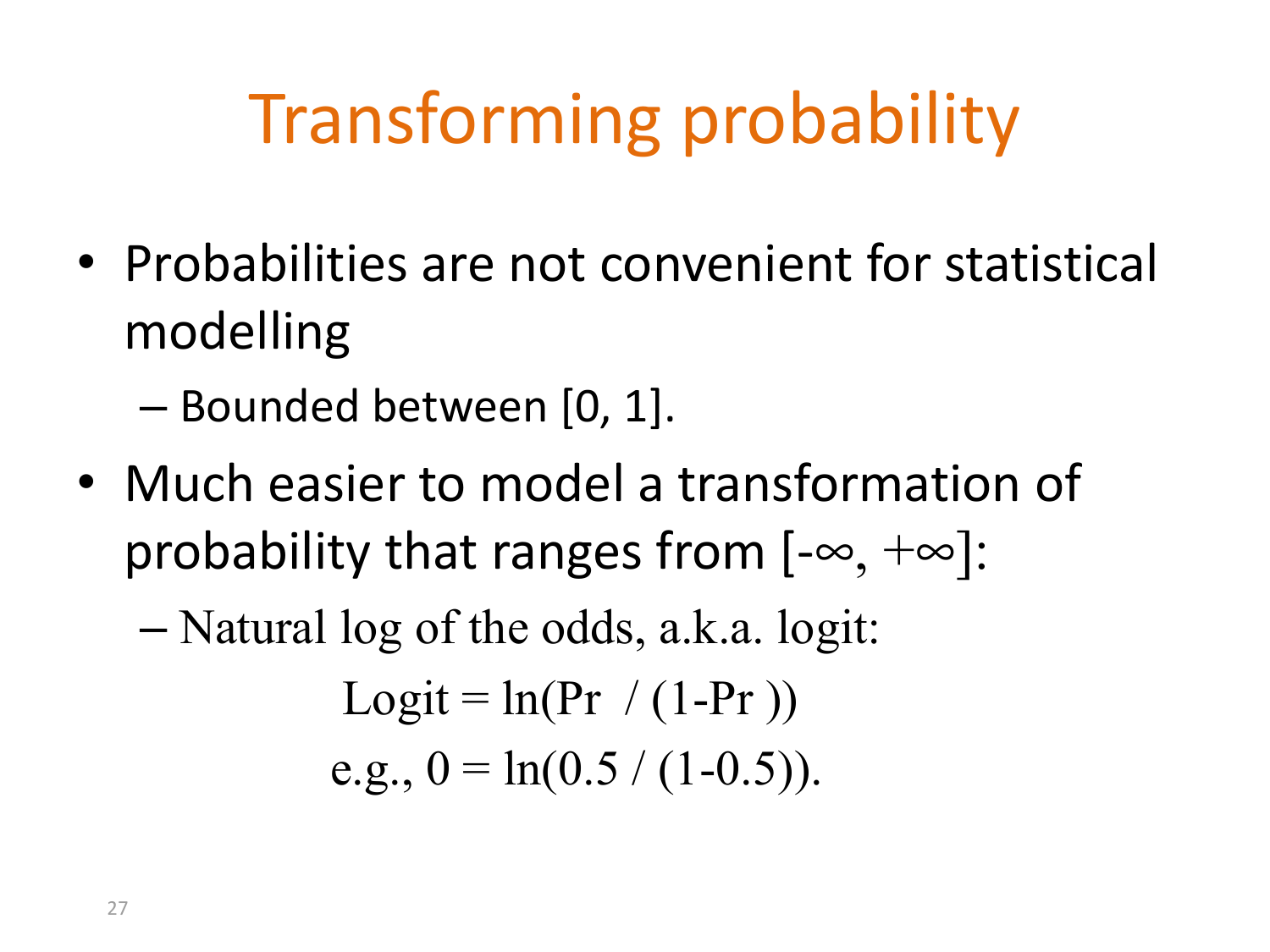# Transforming probability

- Probabilities are not convenient for statistical modelling
  - Bounded between [0, 1].
- Much easier to model a transformation of probability that ranges from $[-\infty, +\infty]$:
  - Natural log of the odds, a.k.a. logit:

$$\text{Logit} = \ln(\text{Pr} \;/\; (1\text{-Pr}))$$

$$\text{e.g., } 0 = \ln(0.5 \;/\; (1\text{-}0.5)).$$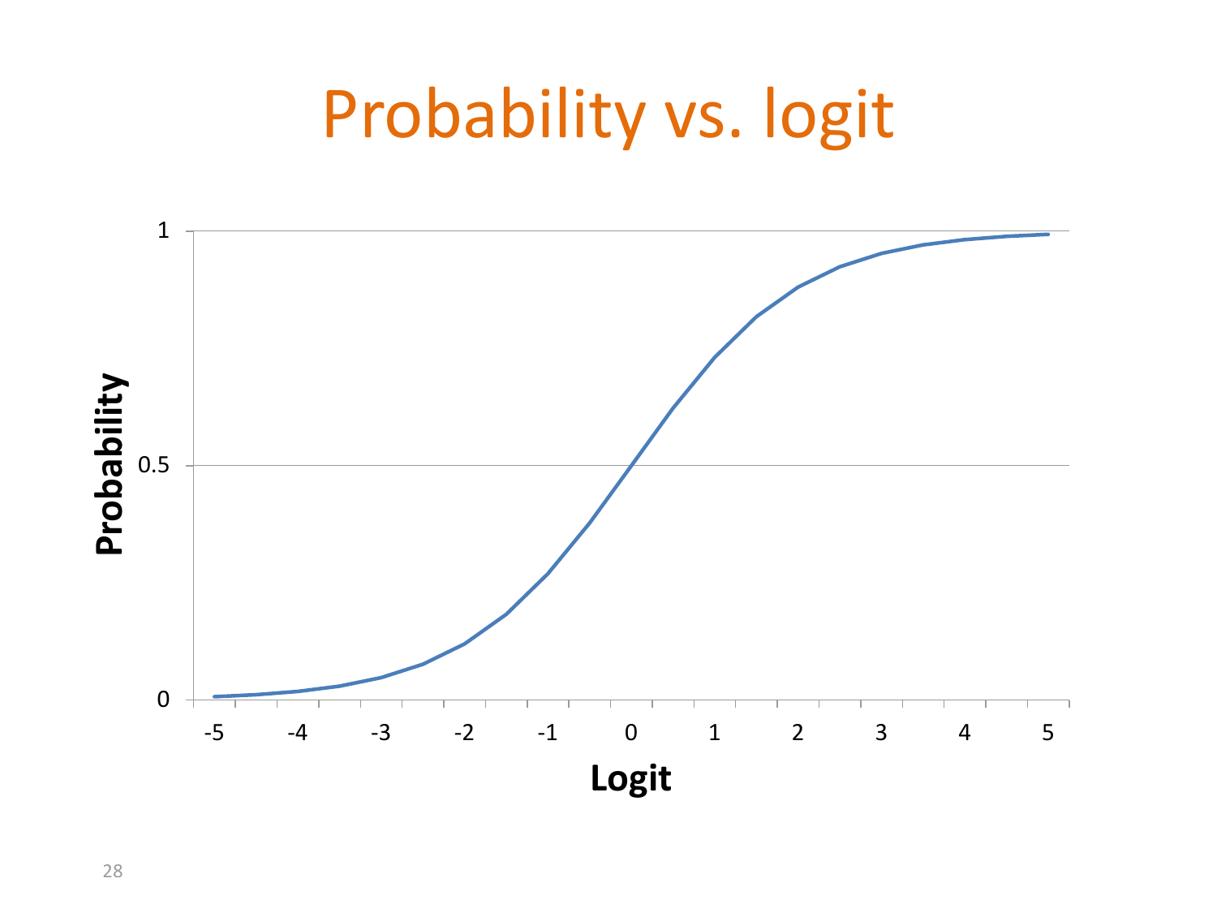# Probability vs. logit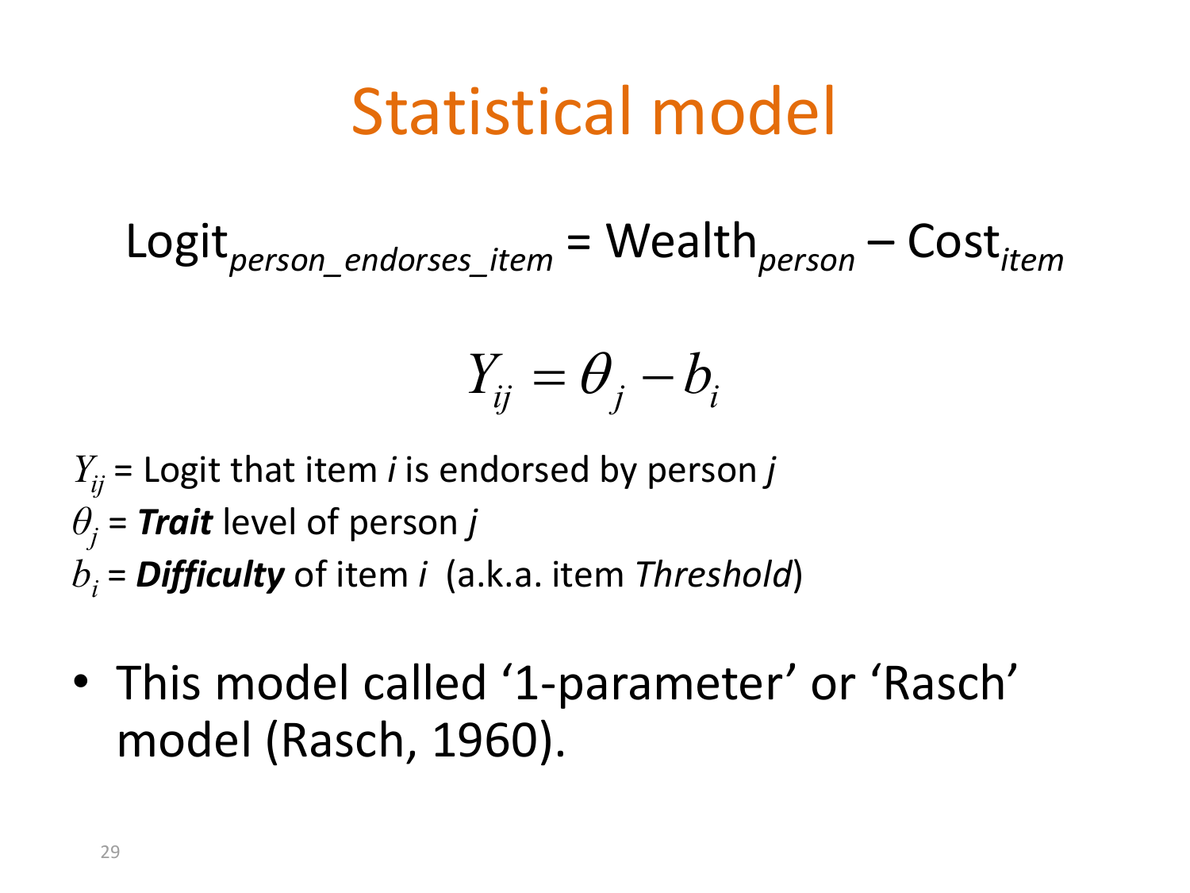# Statistical model

$$\text{Logit}_{person\_endorses\_item} = \text{Wealth}_{person} - \text{Cost}_{item}$$

$$Y_{ij} = \theta_j - b_i$$

$Y_{ij}$ = Logit that item *i* is endorsed by person *j*
$\theta_j$ = ***Trait*** level of person *j*
$b_i$ = ***Difficulty*** of item *i* (a.k.a. item *Threshold*)

- This model called ‘1-parameter’ or ‘Rasch’ model (Rasch, 1960).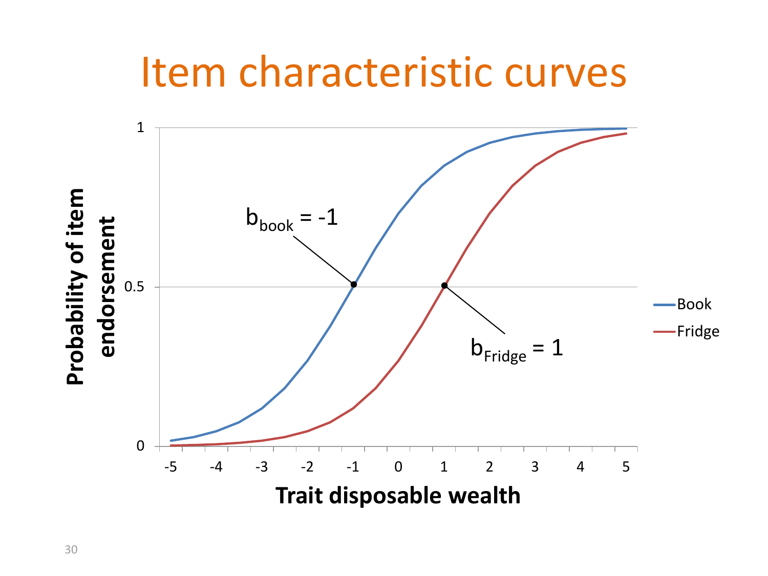# Item characteristic curves

Probability of item endorsement

Trait disposable wealth

$b_{book} = -1$

$b_{Fridge} = 1$

Book

Fridge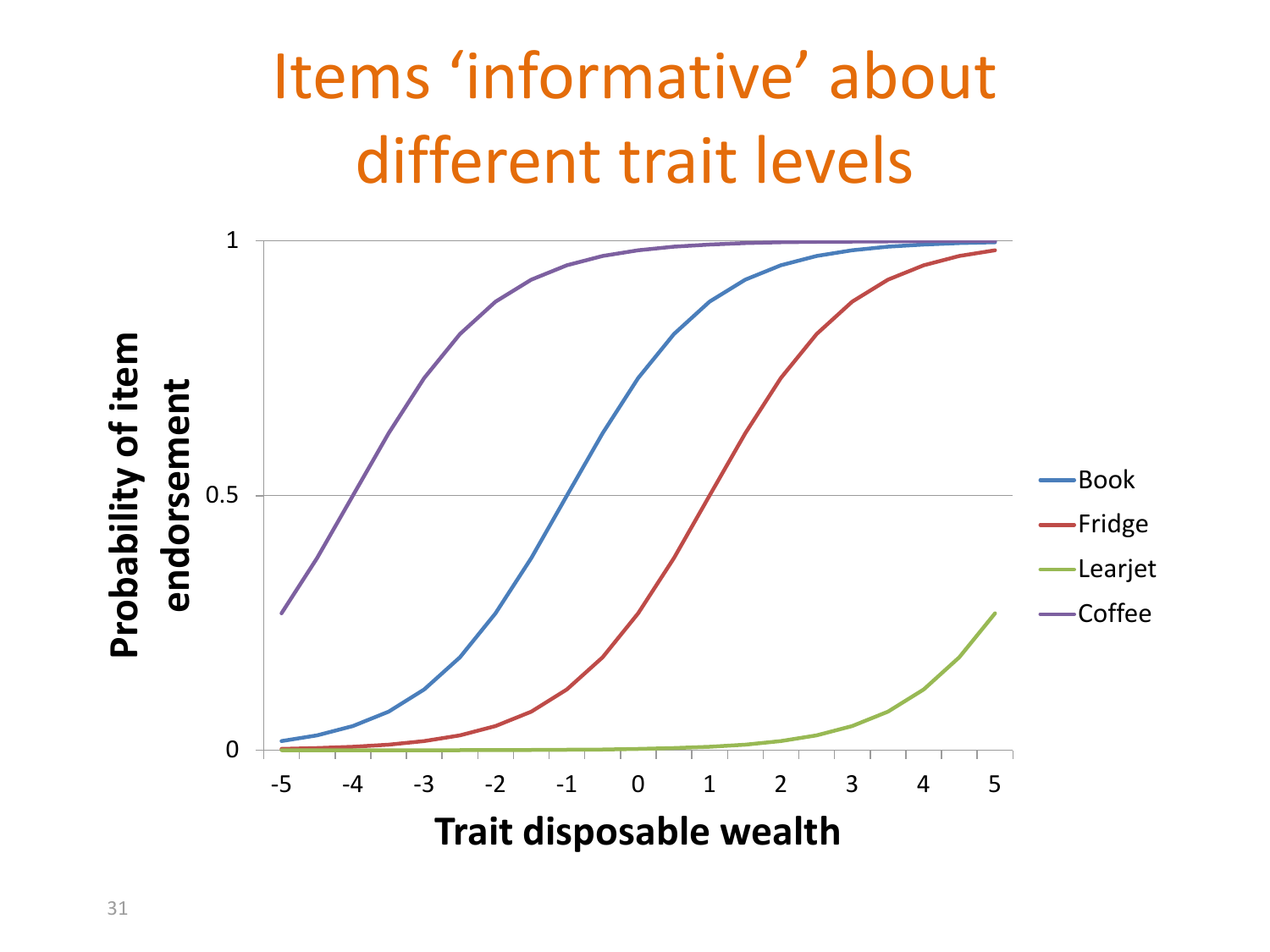# Items 'informative' about different trait levels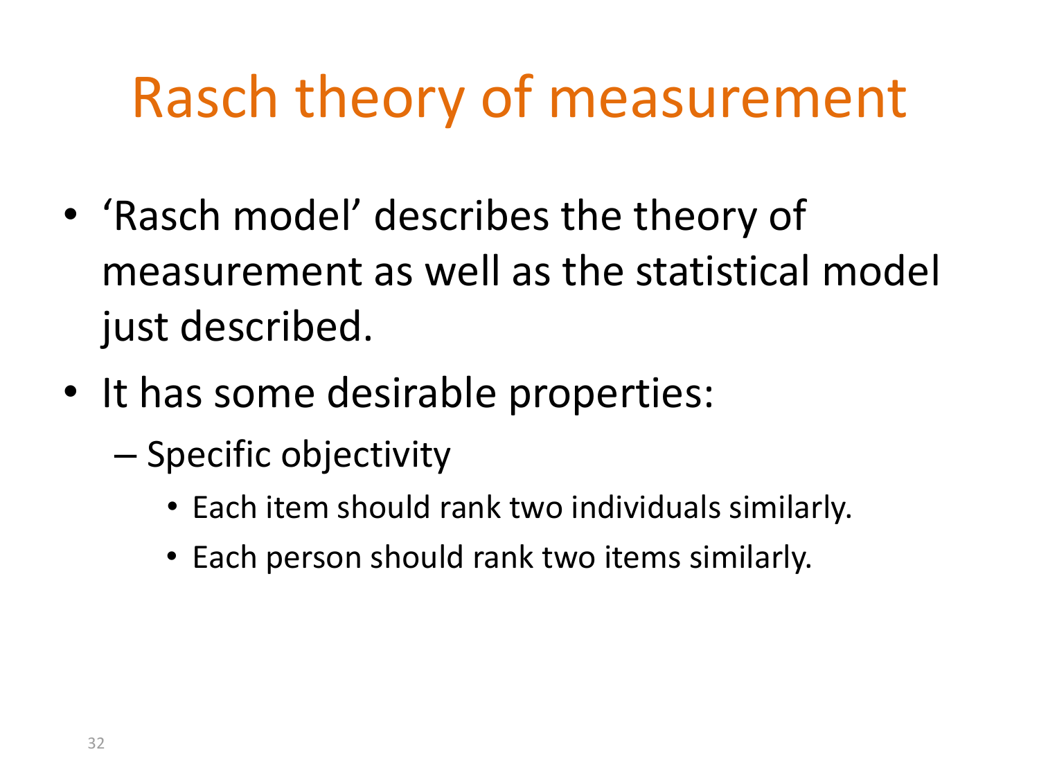# Rasch theory of measurement

- 'Rasch model' describes the theory of measurement as well as the statistical model just described.
- It has some desirable properties:
  - Specific objectivity
    - Each item should rank two individuals similarly.
    - Each person should rank two items similarly.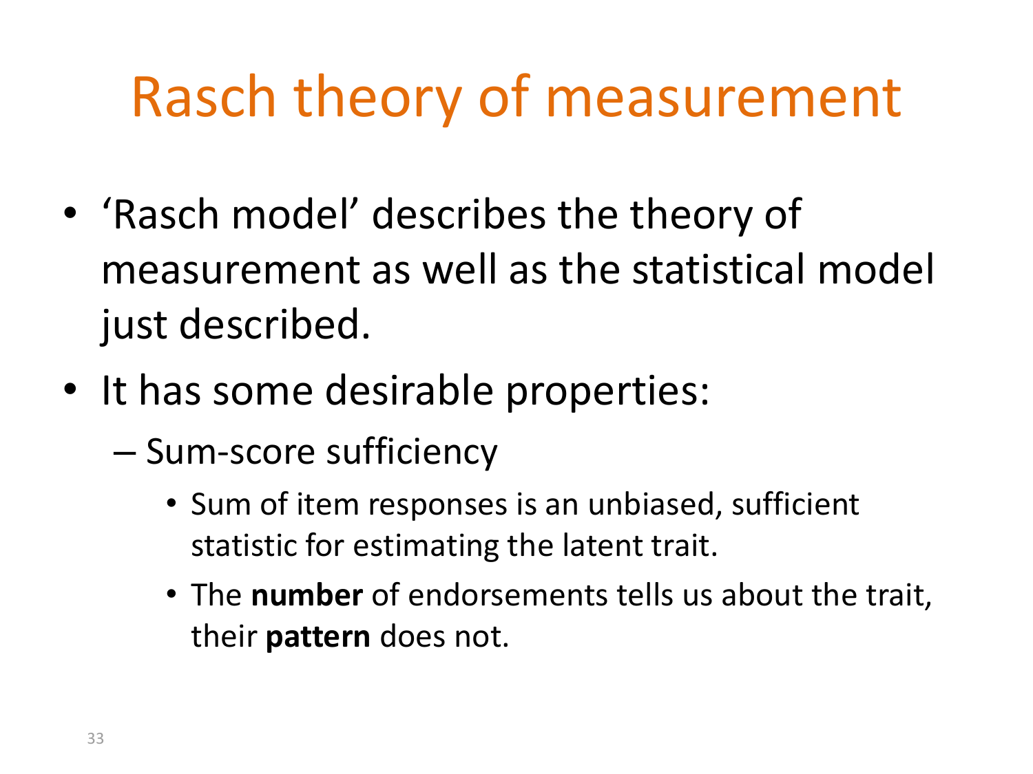# Rasch theory of measurement

- 'Rasch model' describes the theory of measurement as well as the statistical model just described.
- It has some desirable properties:
  - Sum-score sufficiency
    - Sum of item responses is an unbiased, sufficient statistic for estimating the latent trait.
    - The **number** of endorsements tells us about the trait, their **pattern** does not.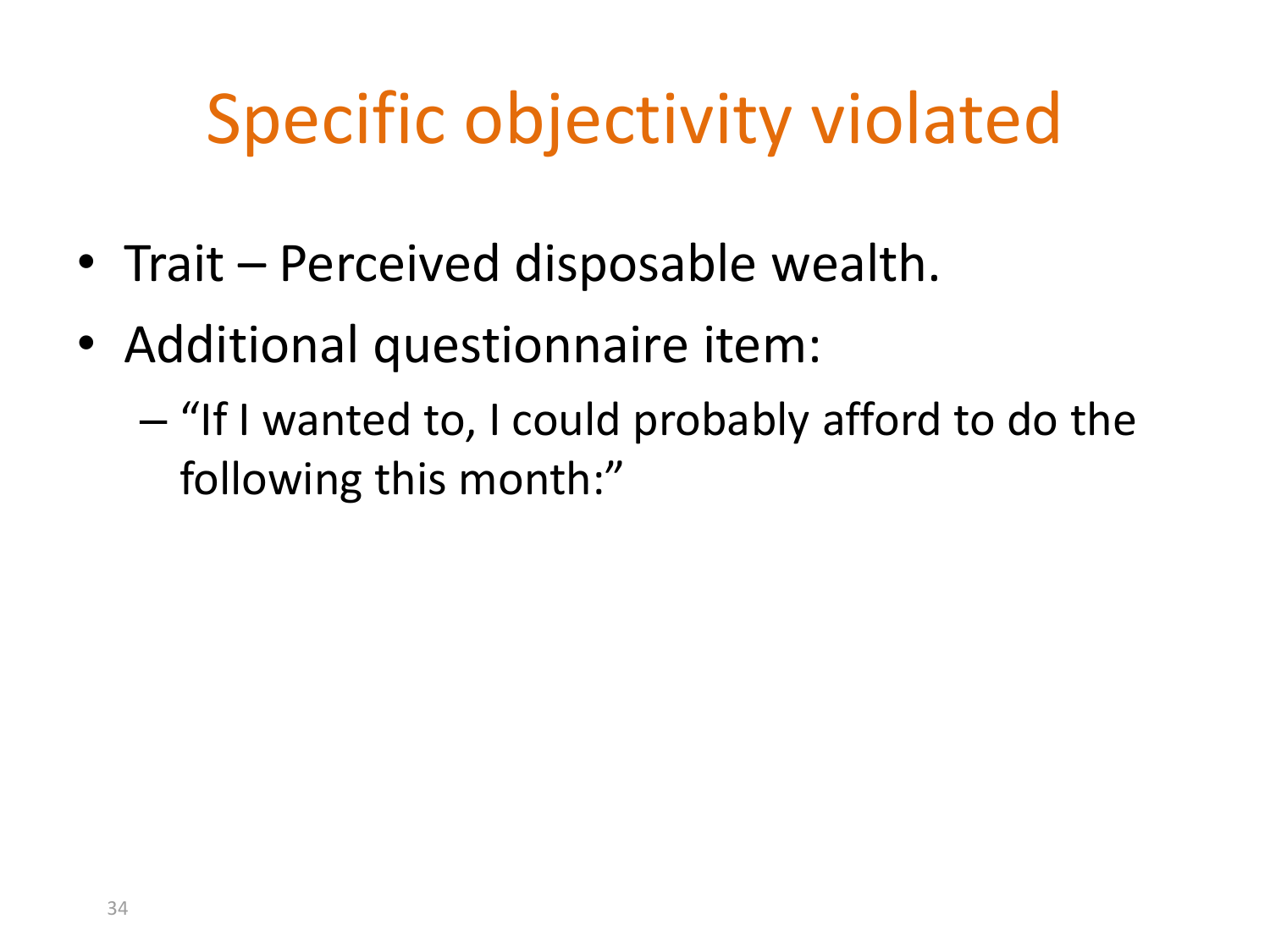# Specific objectivity violated

- Trait – Perceived disposable wealth.
- Additional questionnaire item:
  - "If I wanted to, I could probably afford to do the following this month:"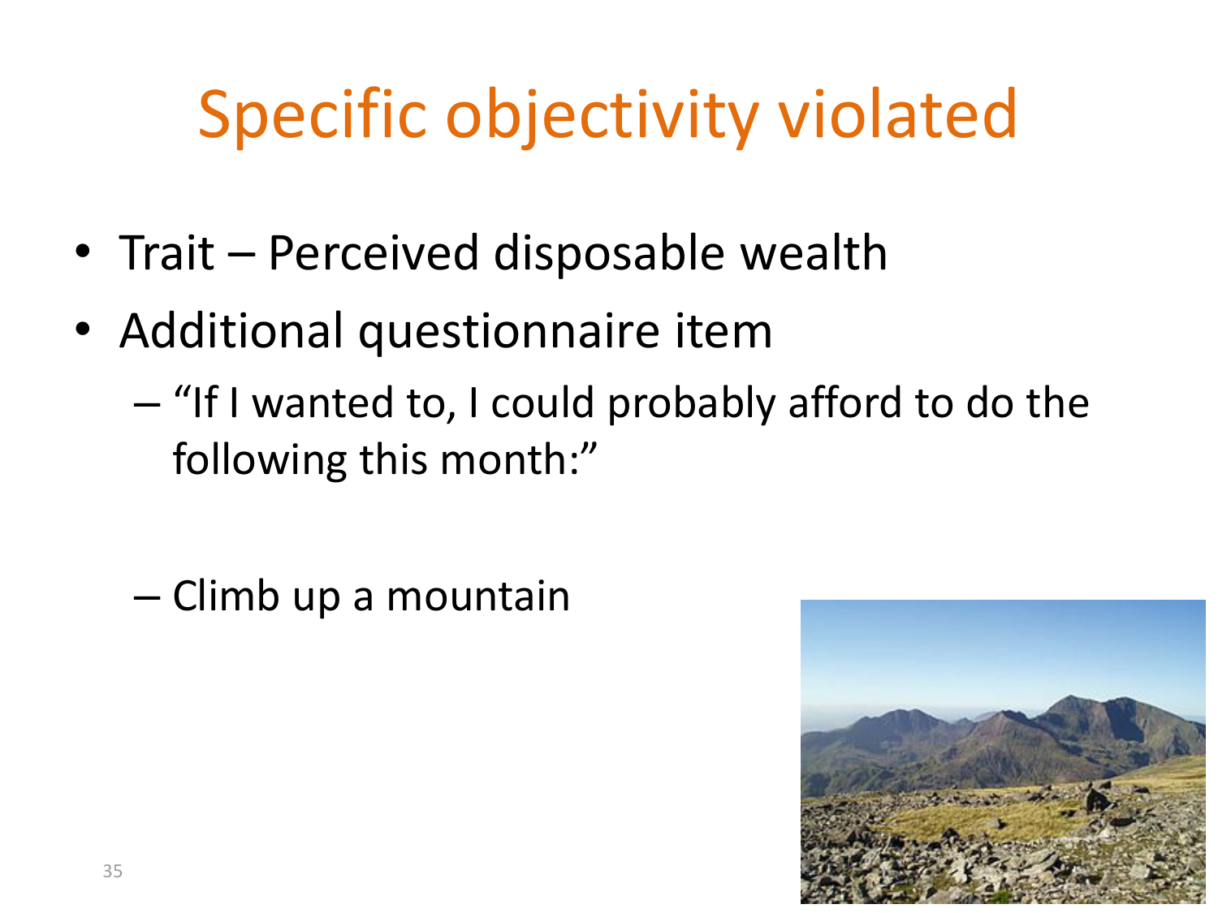# Specific objectivity violated

- Trait – Perceived disposable wealth
- Additional questionnaire item
  - "If I wanted to, I could probably afford to do the following this month:"

  - Climb up a mountain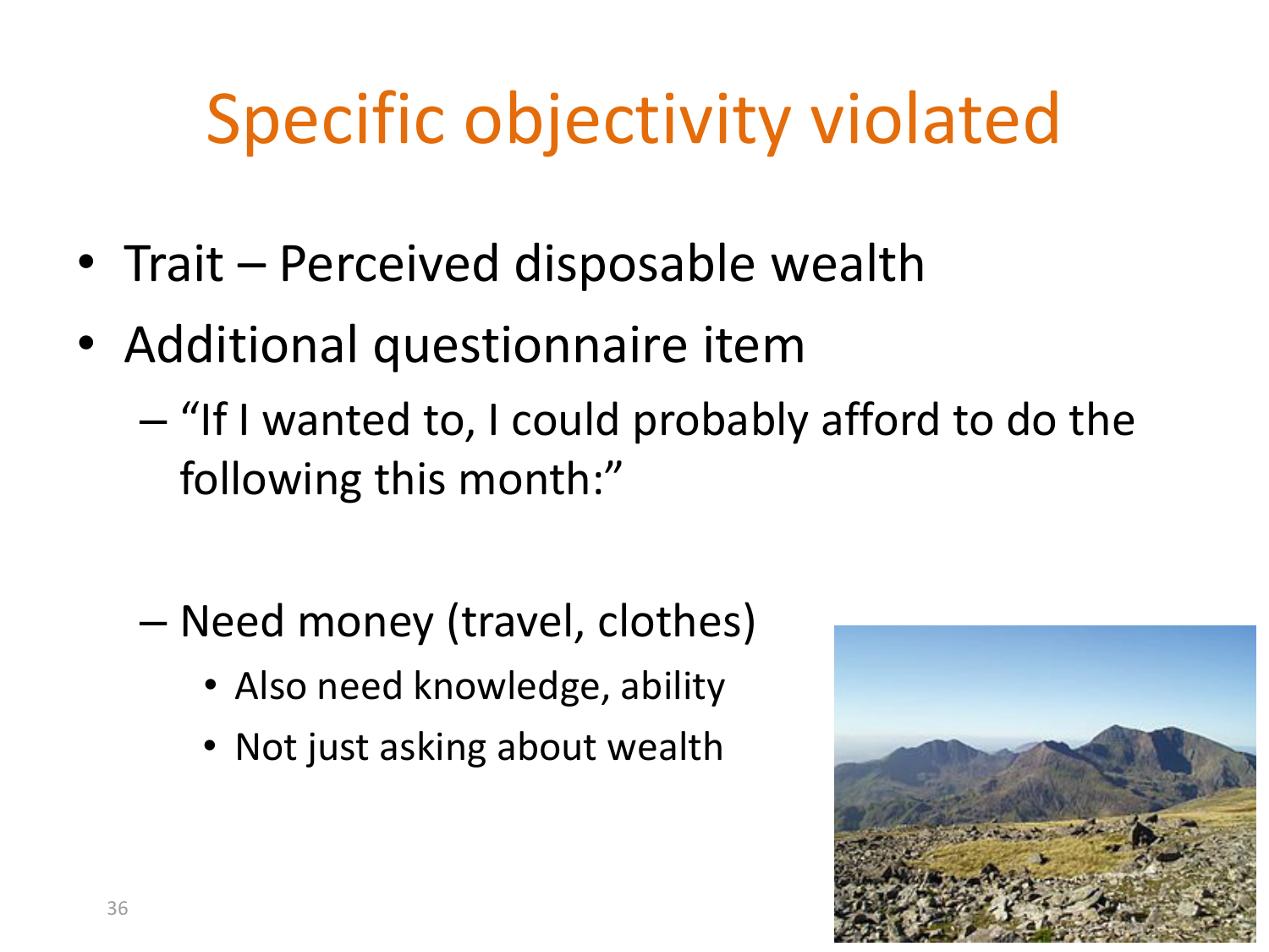# Specific objectivity violated

- Trait – Perceived disposable wealth
- Additional questionnaire item
  - "If I wanted to, I could probably afford to do the following this month:"
  - Need money (travel, clothes)
    - Also need knowledge, ability
    - Not just asking about wealth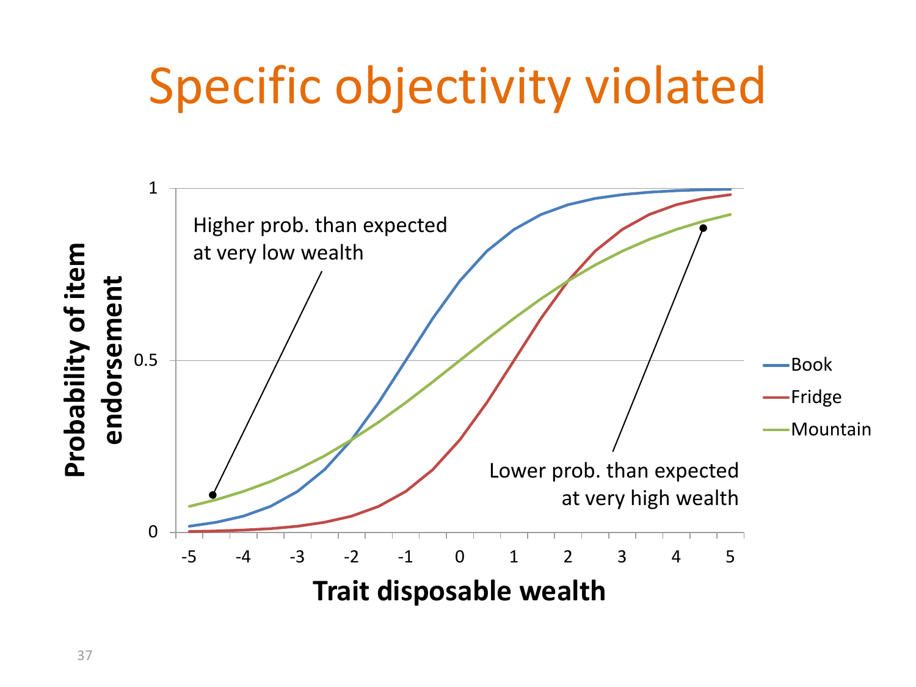# Specific objectivity violated

Higher prob. than expected at very low wealth

Lower prob. than expected at very high wealth

Probability of item endorsement

Trait disposable wealth

- Book
- Fridge
- Mountain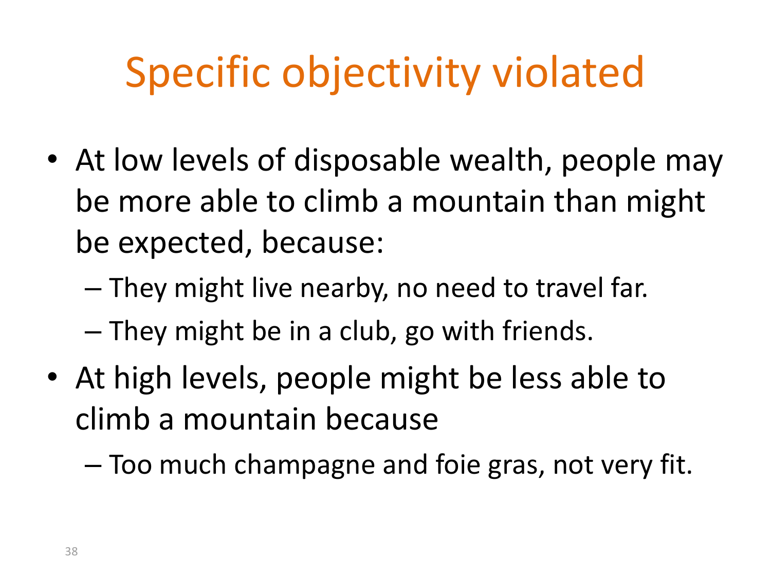# Specific objectivity violated

- At low levels of disposable wealth, people may be more able to climb a mountain than might be expected, because:
  - They might live nearby, no need to travel far.
  - They might be in a club, go with friends.
- At high levels, people might be less able to climb a mountain because
  - Too much champagne and foie gras, not very fit.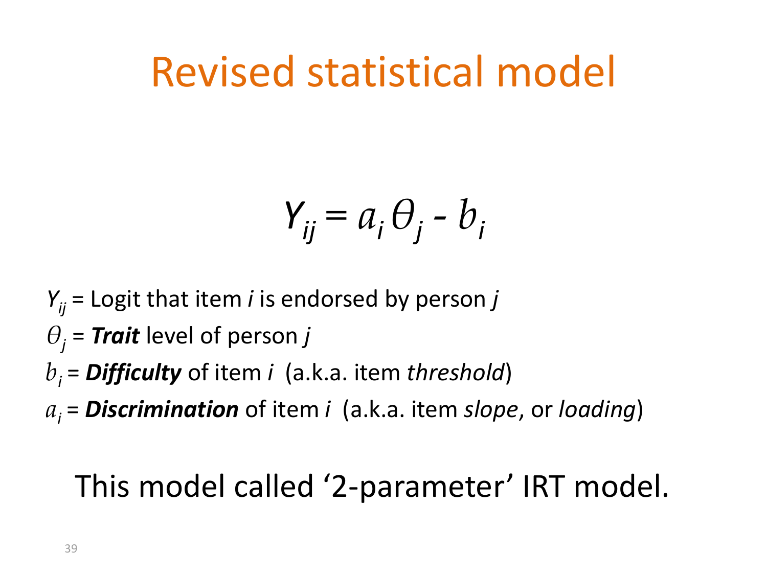# Revised statistical model

$$Y_{ij} = a_i \theta_j - b_i$$

$Y_{ij}$ = Logit that item *i* is endorsed by person *j*

$\theta_j$ = ***Trait*** level of person *j*

$b_i$ = ***Difficulty*** of item *i* (a.k.a. item *threshold*)

$a_i$ = ***Discrimination*** of item *i* (a.k.a. item *slope*, or *loading*)

This model called '2-parameter' IRT model.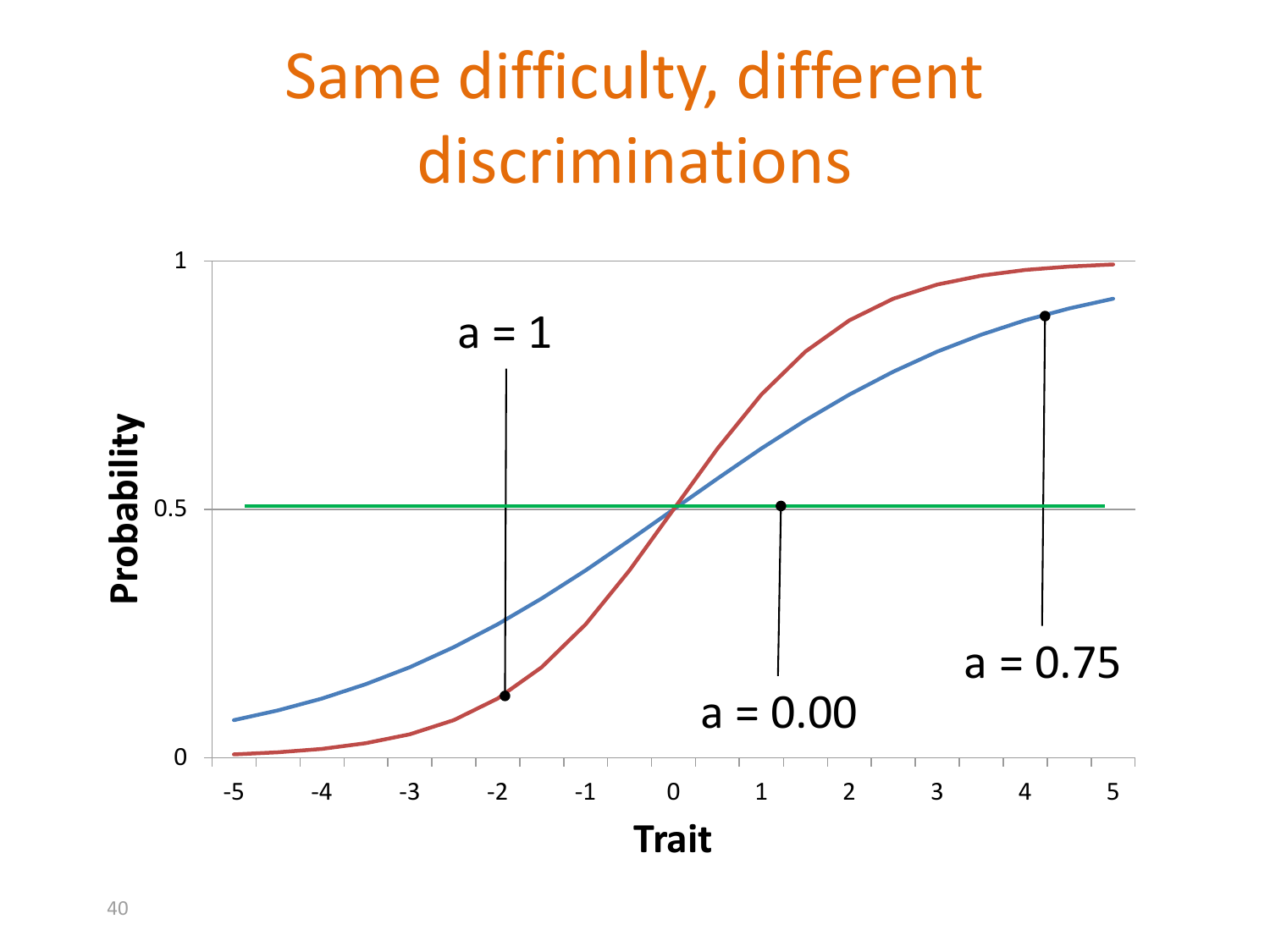# Same difficulty, different discriminations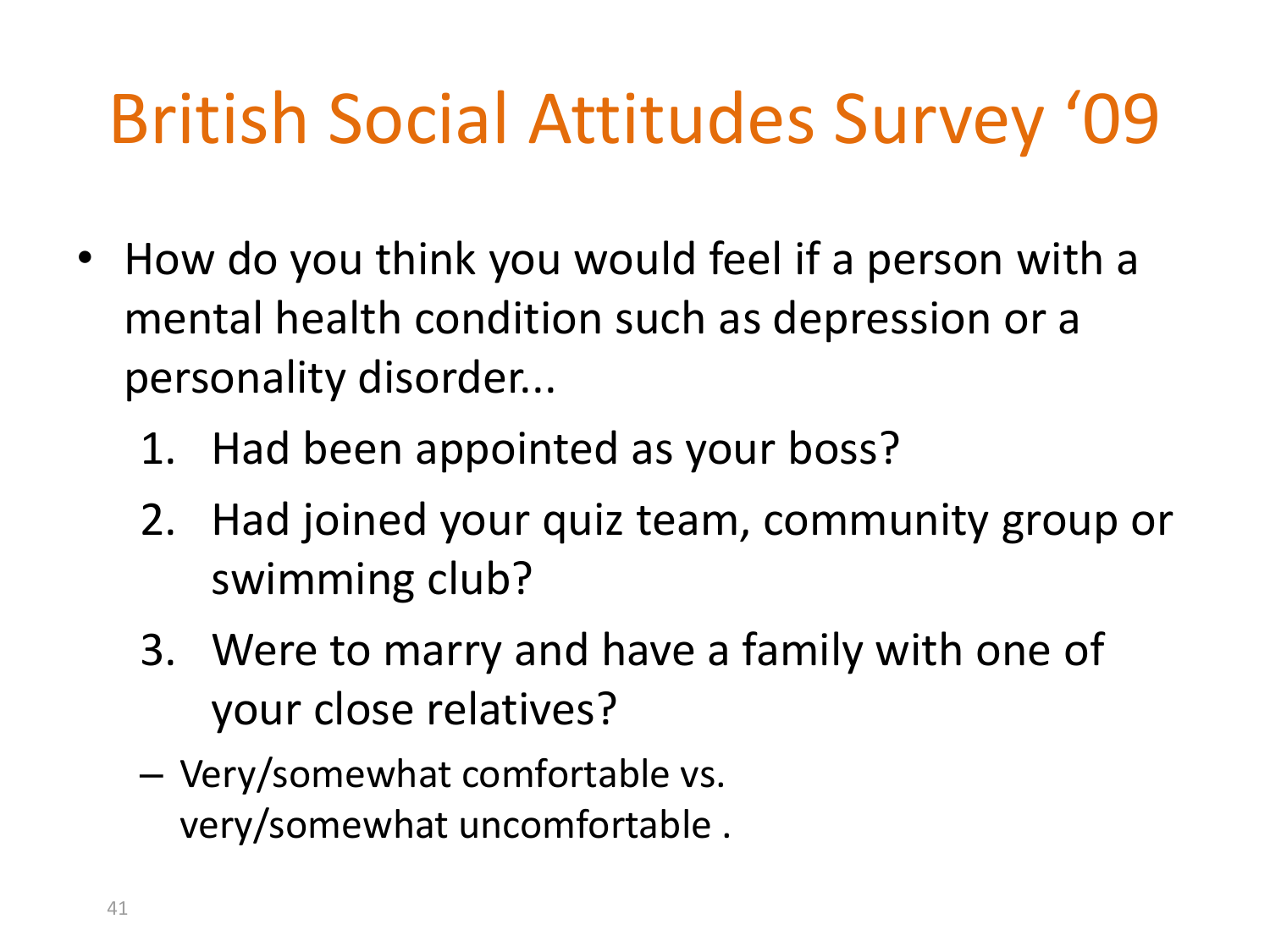# British Social Attitudes Survey '09

- How do you think you would feel if a person with a mental health condition such as depression or a personality disorder...
  1. Had been appointed as your boss?
  2. Had joined your quiz team, community group or swimming club?
  3. Were to marry and have a family with one of your close relatives?
  - Very/somewhat comfortable vs. very/somewhat uncomfortable .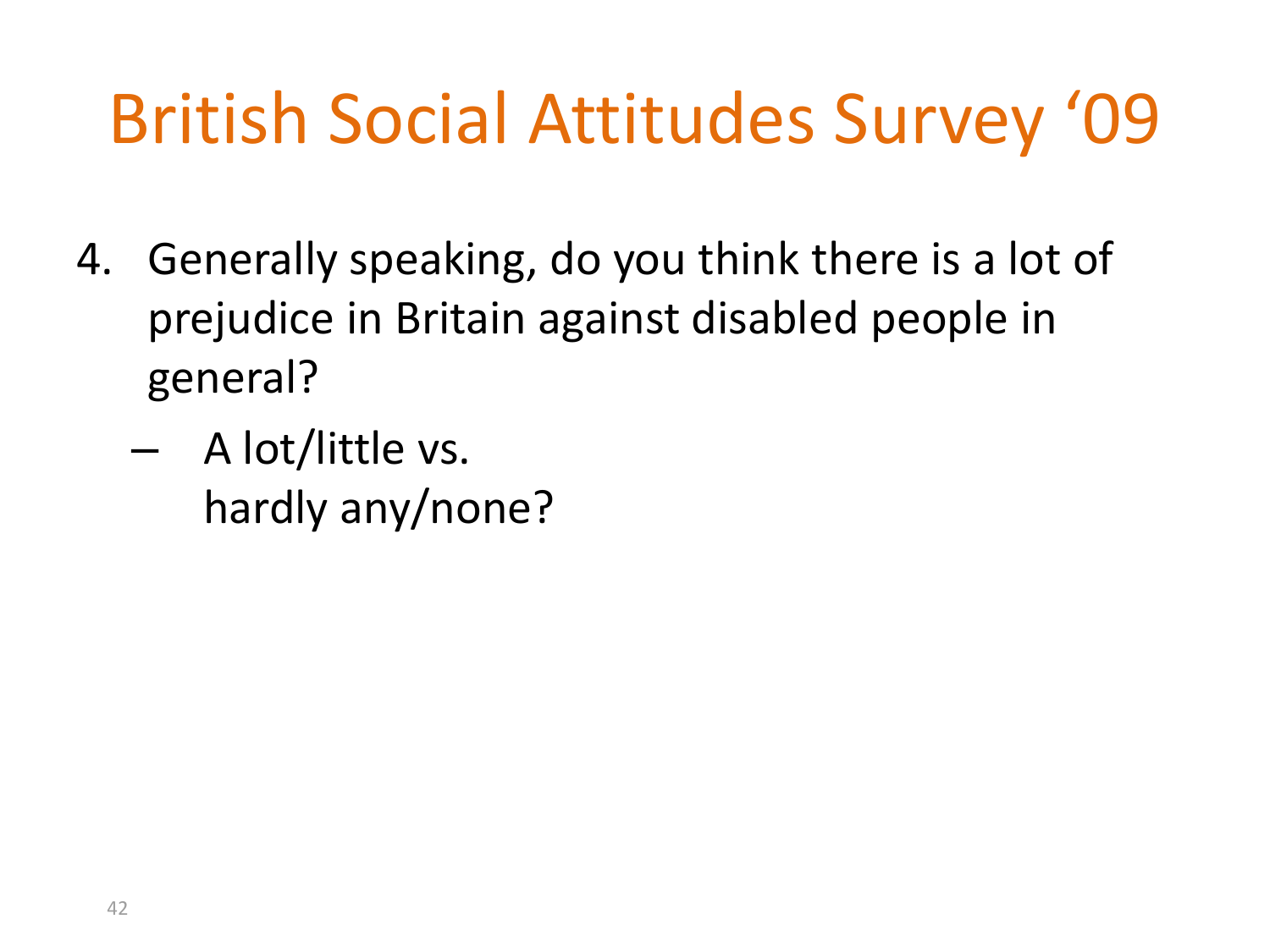# British Social Attitudes Survey '09

4. Generally speaking, do you think there is a lot of prejudice in Britain against disabled people in general?
   - A lot/little vs.
     hardly any/none?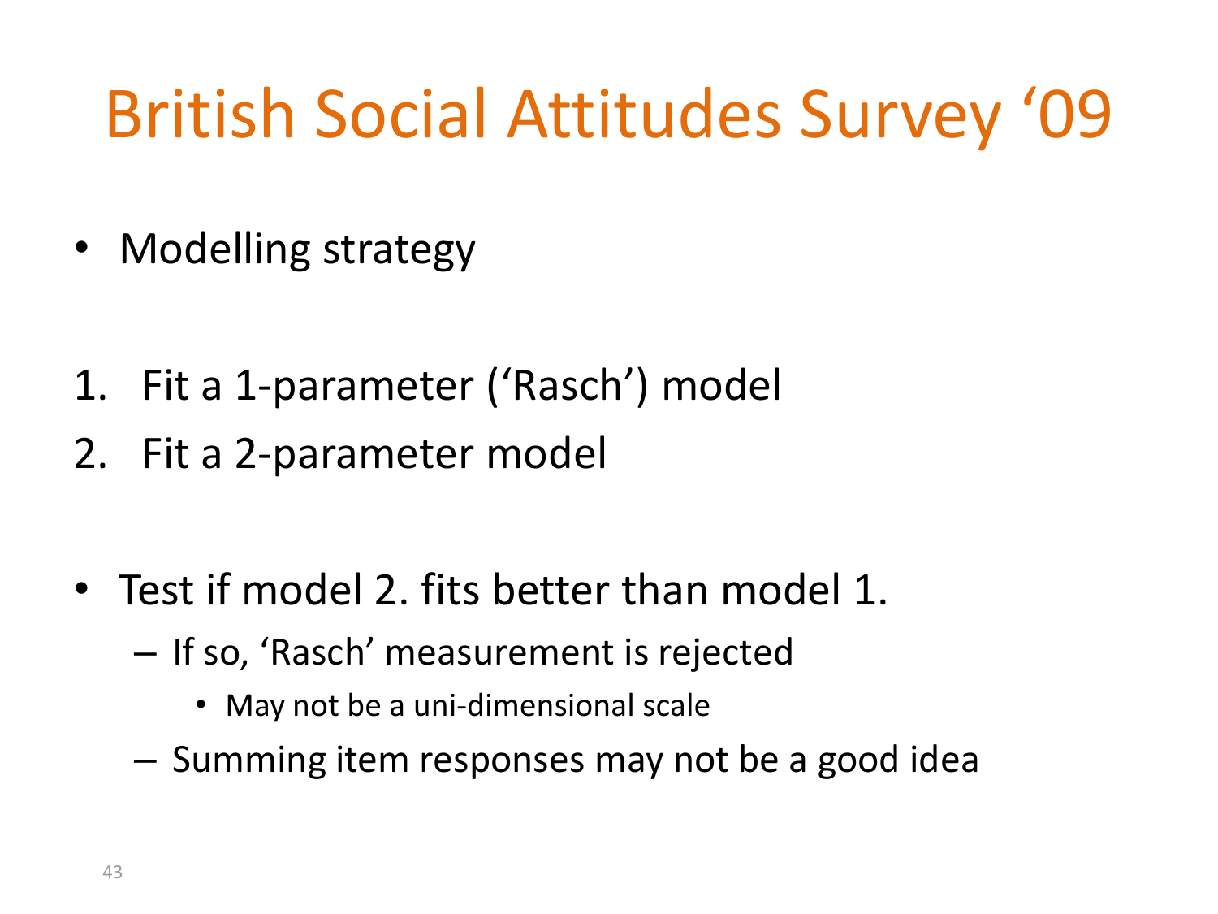# British Social Attitudes Survey '09

- Modelling strategy

1. Fit a 1-parameter ('Rasch') model
2. Fit a 2-parameter model

- Test if model 2. fits better than model 1.
  - If so, 'Rasch' measurement is rejected
    - May not be a uni-dimensional scale
  - Summing item responses may not be a good idea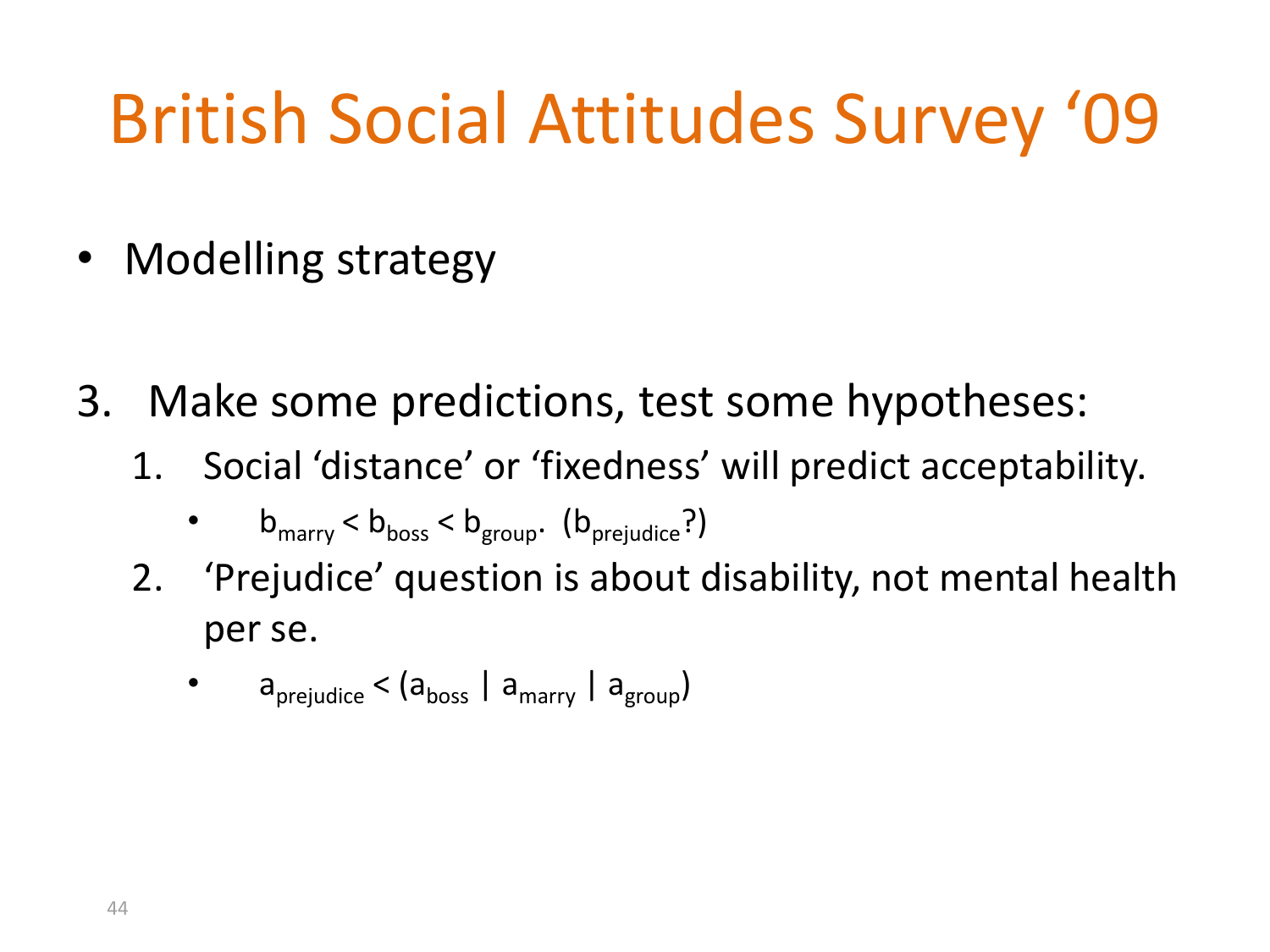# British Social Attitudes Survey '09

- Modelling strategy

3. Make some predictions, test some hypotheses:
    1. Social 'distance' or 'fixedness' will predict acceptability.
        - $b_{marry} < b_{boss} < b_{group}$. ($b_{prejudice}$?)
    2. 'Prejudice' question is about disability, not mental health per se.
        - $a_{prejudice} < (a_{boss} \mid a_{marry} \mid a_{group})$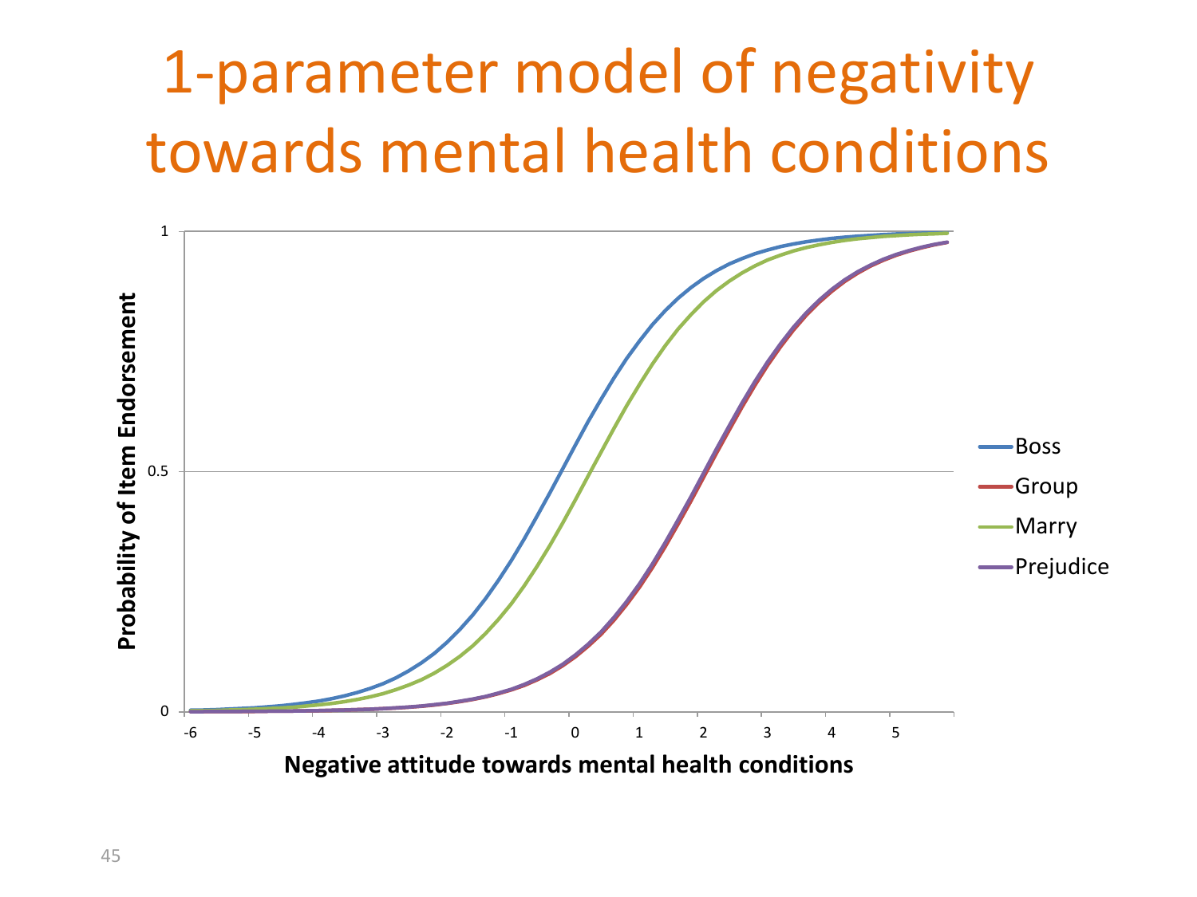# 1-parameter model of negativity towards mental health conditions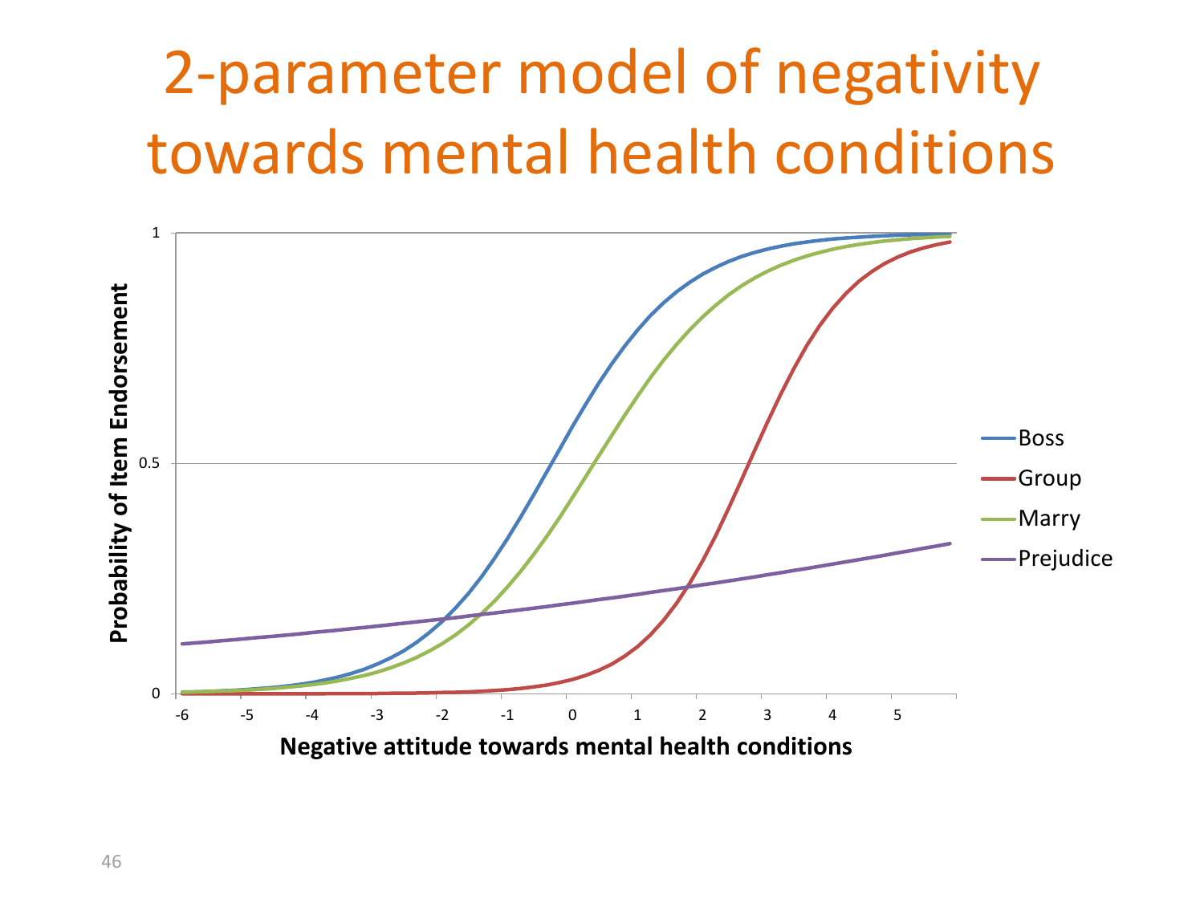# 2-parameter model of negativity towards mental health conditions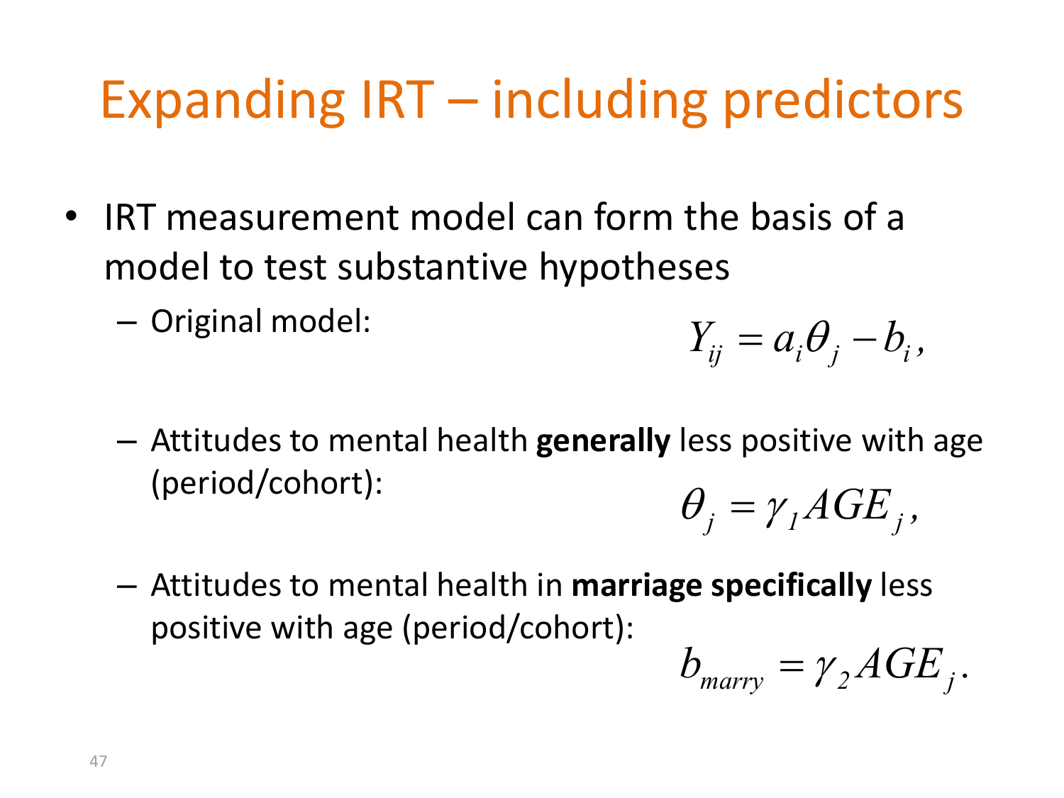# Expanding IRT – including predictors

- IRT measurement model can form the basis of a model to test substantive hypotheses
  - Original model:

$$Y_{ij} = a_i \theta_j - b_i,$$

  - Attitudes to mental health **generally** less positive with age (period/cohort):

$$\theta_j = \gamma_1 AGE_j,$$

  - Attitudes to mental health in **marriage specifically** less positive with age (period/cohort):

$$b_{marry} = \gamma_2 AGE_j.$$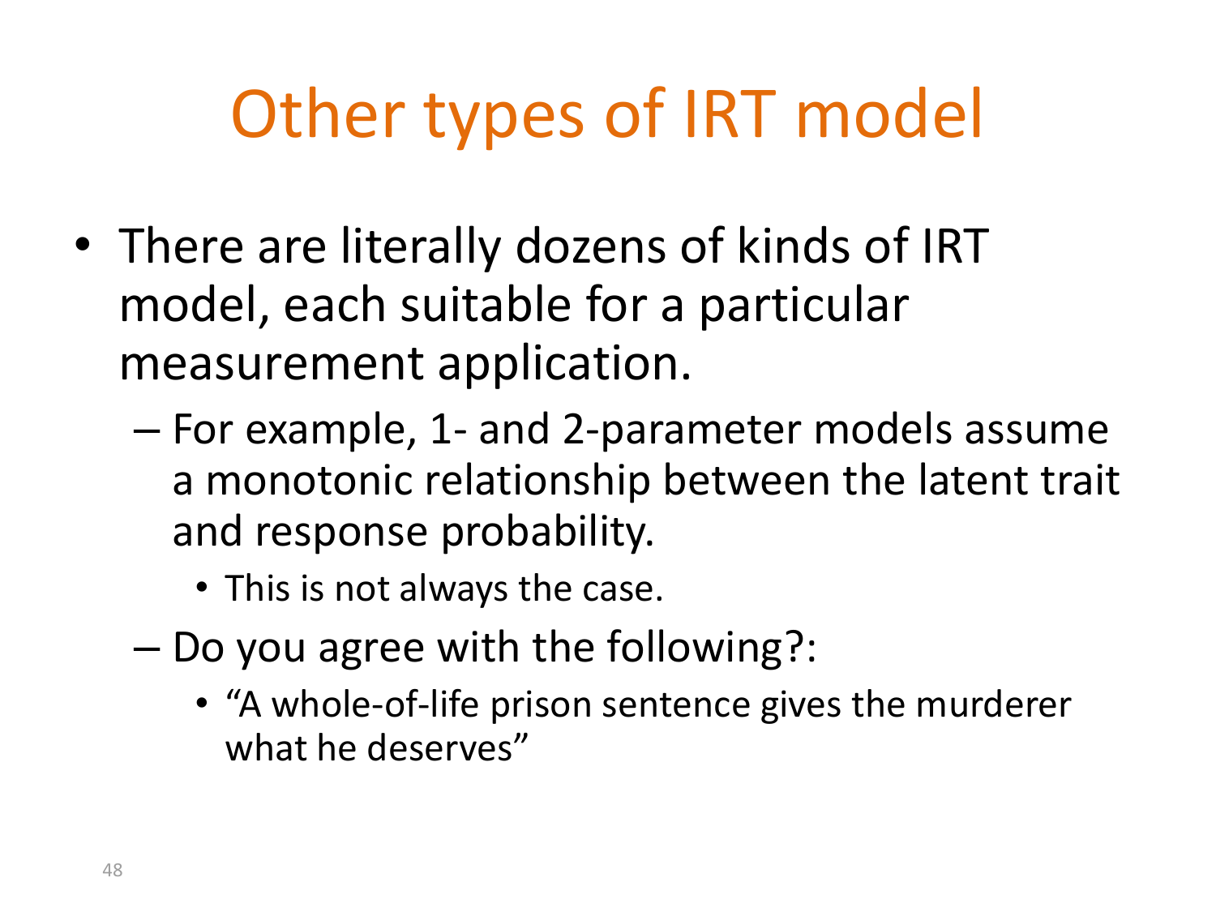# Other types of IRT model

- There are literally dozens of kinds of IRT model, each suitable for a particular measurement application.
  - For example, 1- and 2-parameter models assume a monotonic relationship between the latent trait and response probability.
    - This is not always the case.
  - Do you agree with the following?:
    - "A whole-of-life prison sentence gives the murderer what he deserves"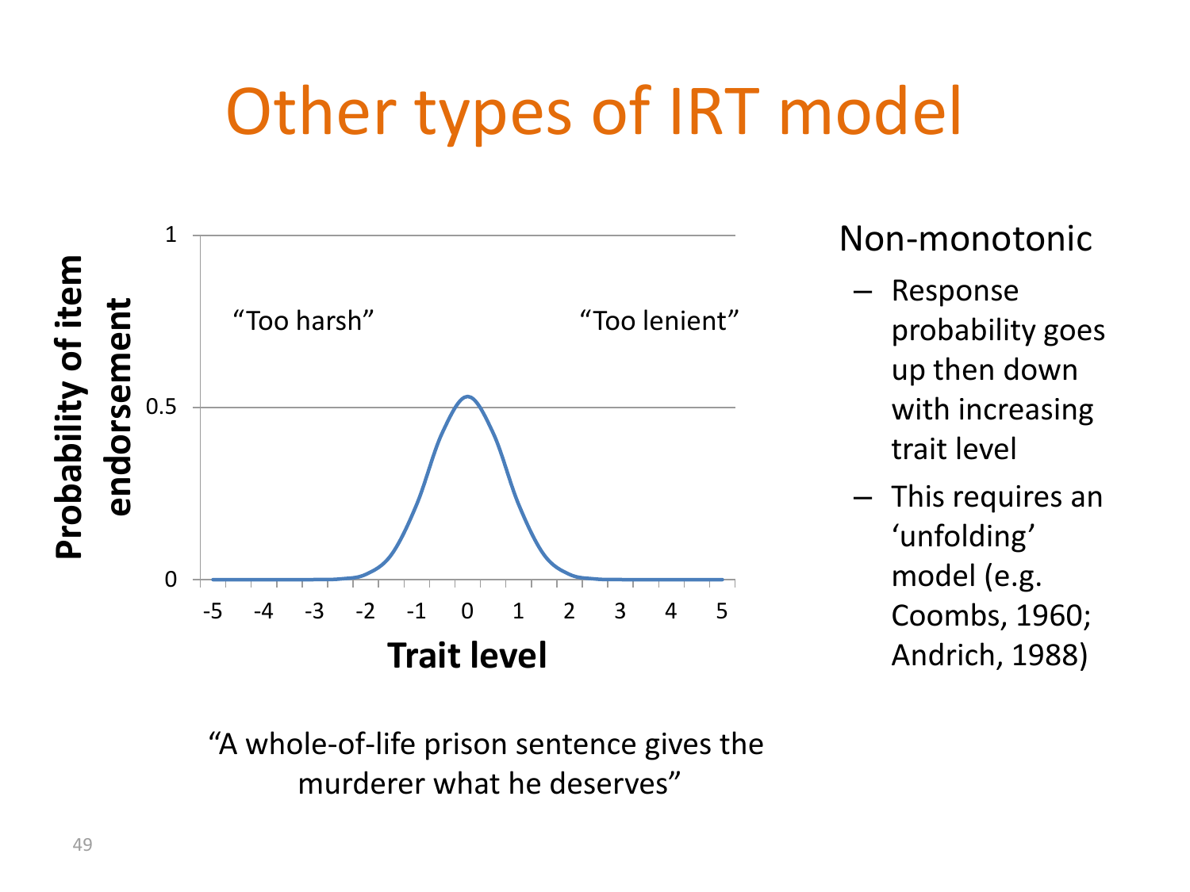# Other types of IRT model

Non-monotonic

- Response probability goes up then down with increasing trait level
- This requires an 'unfolding' model (e.g. Coombs, 1960; Andrich, 1988)

"Too harsh"

"Too lenient"

Probability of item endorsement

Trait level

"A whole-of-life prison sentence gives the murderer what he deserves"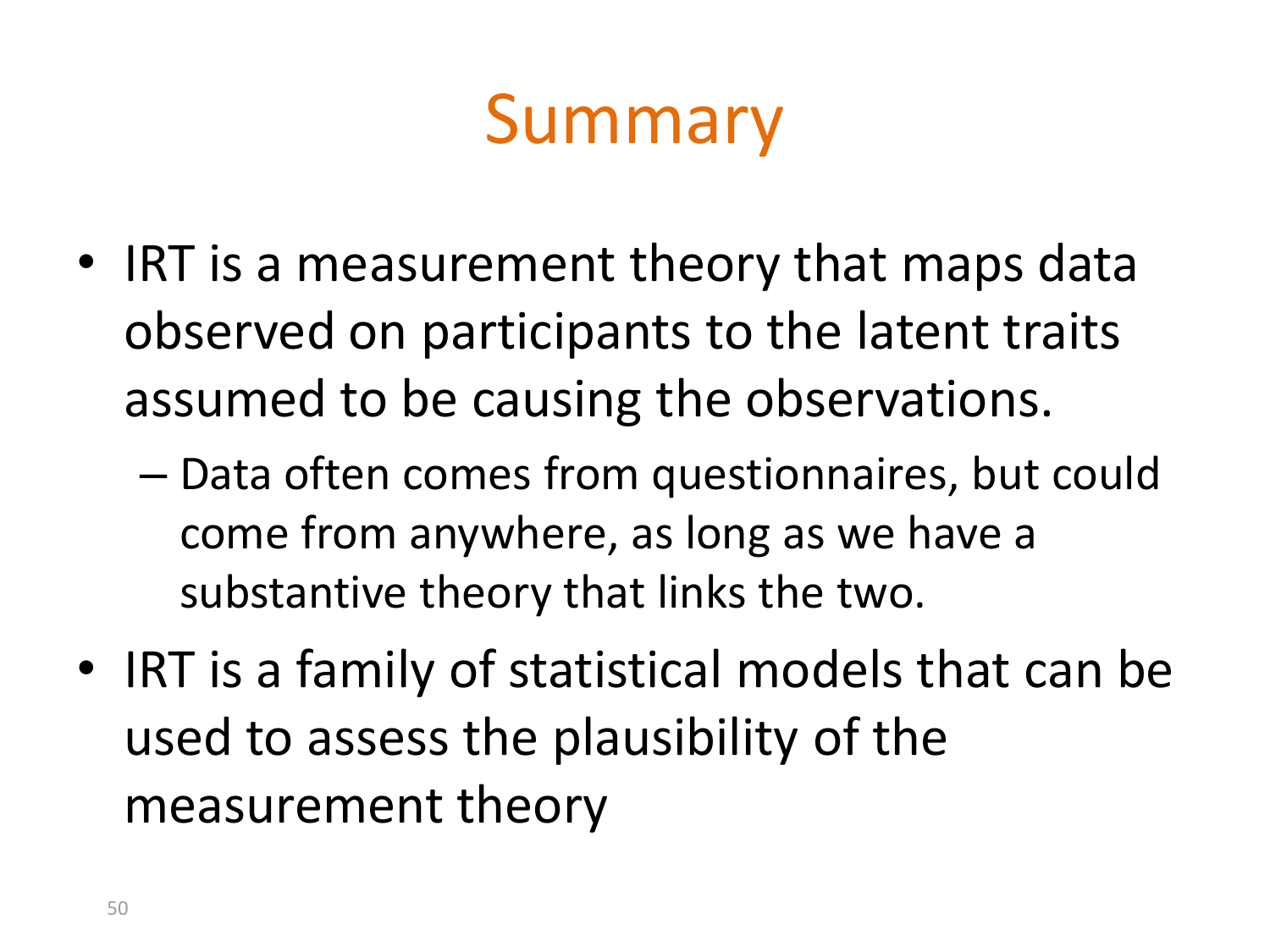# Summary

- IRT is a measurement theory that maps data observed on participants to the latent traits assumed to be causing the observations.
  - Data often comes from questionnaires, but could come from anywhere, as long as we have a substantive theory that links the two.
- IRT is a family of statistical models that can be used to assess the plausibility of the measurement theory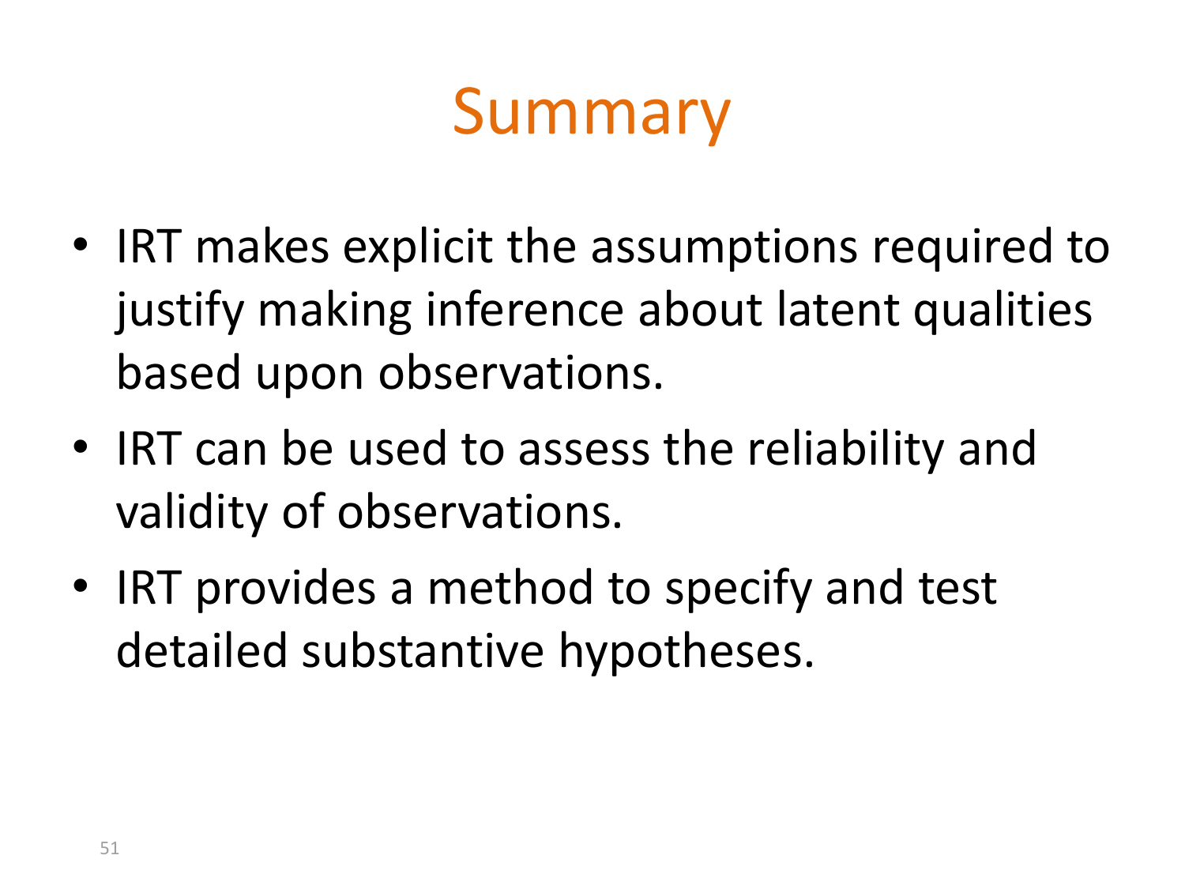# Summary

- IRT makes explicit the assumptions required to justify making inference about latent qualities based upon observations.
- IRT can be used to assess the reliability and validity of observations.
- IRT provides a method to specify and test detailed substantive hypotheses.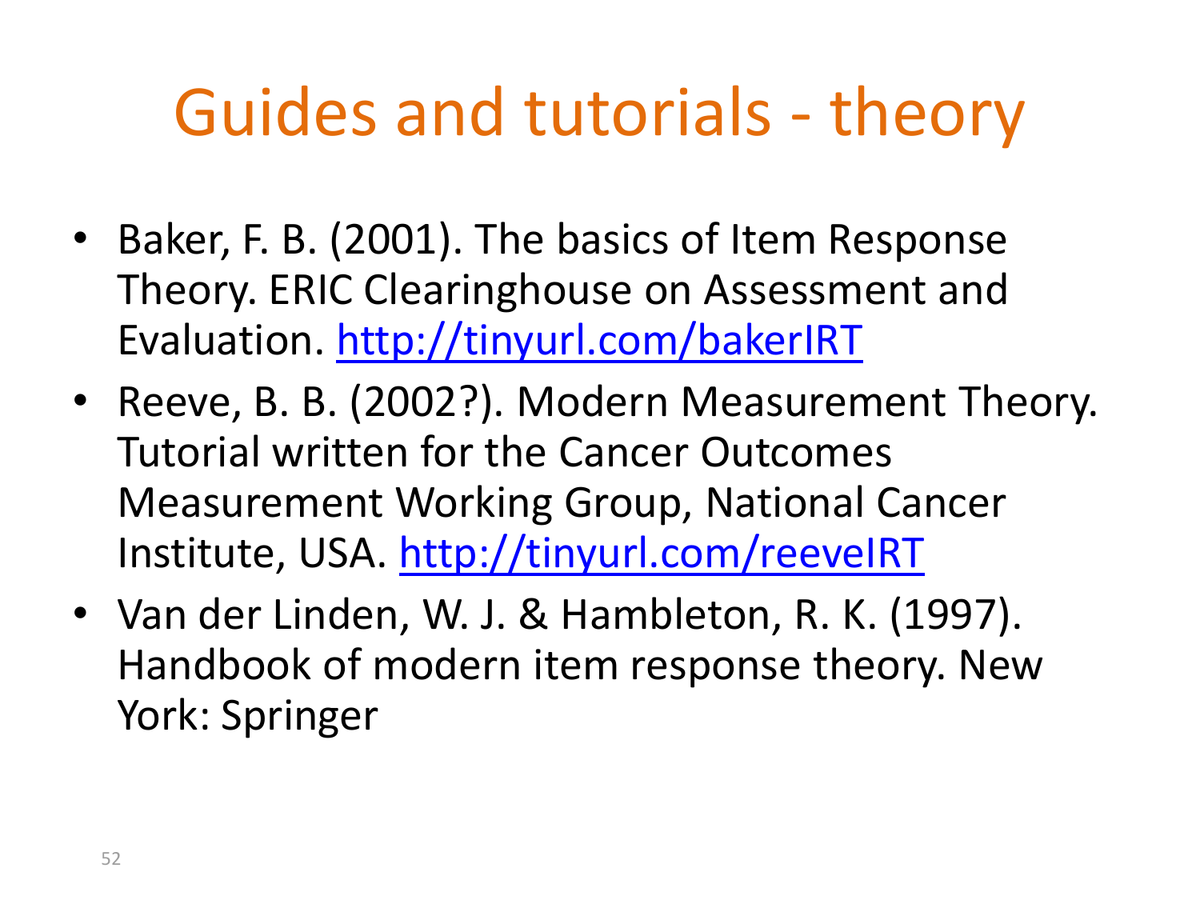# Guides and tutorials - theory

- Baker, F. B. (2001). The basics of Item Response Theory. ERIC Clearinghouse on Assessment and Evaluation. http://tinyurl.com/bakerIRT
- Reeve, B. B. (2002?). Modern Measurement Theory. Tutorial written for the Cancer Outcomes Measurement Working Group, National Cancer Institute, USA. http://tinyurl.com/reeveIRT
- Van der Linden, W. J. & Hambleton, R. K. (1997). Handbook of modern item response theory. New York: Springer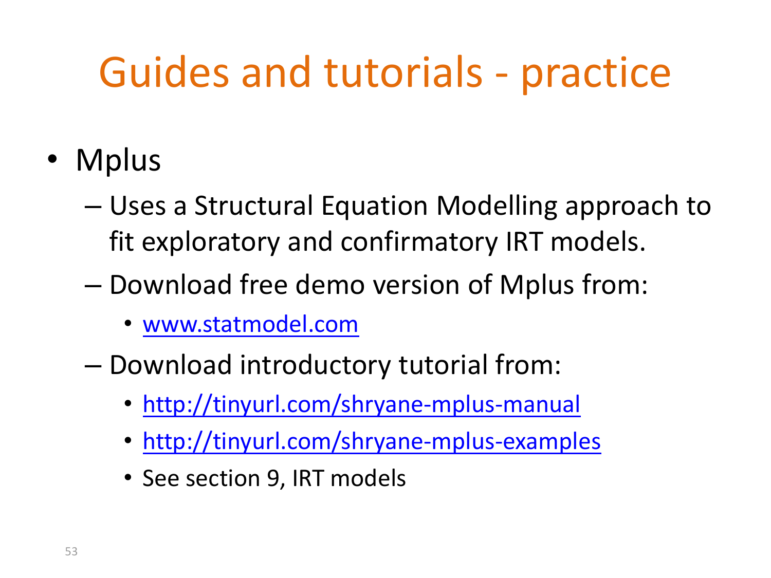# Guides and tutorials - practice

- Mplus
  - Uses a Structural Equation Modelling approach to fit exploratory and confirmatory IRT models.
  - Download free demo version of Mplus from:
    - www.statmodel.com
  - Download introductory tutorial from:
    - http://tinyurl.com/shryane-mplus-manual
    - http://tinyurl.com/shryane-mplus-examples
    - See section 9, IRT models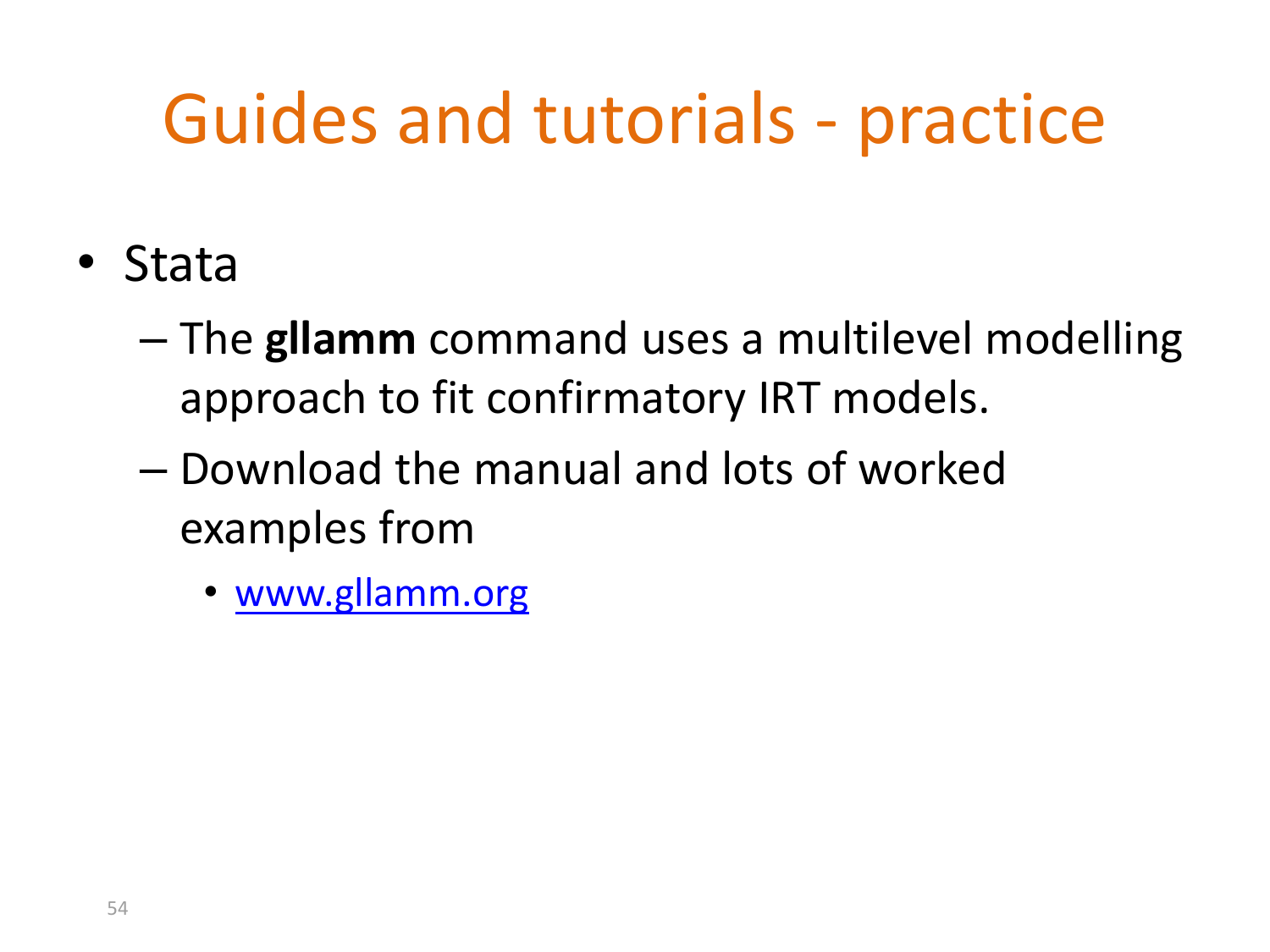# Guides and tutorials - practice

- Stata
  - The **gllamm** command uses a multilevel modelling approach to fit confirmatory IRT models.
  - Download the manual and lots of worked examples from
    - [www.gllamm.org](http://www.gllamm.org)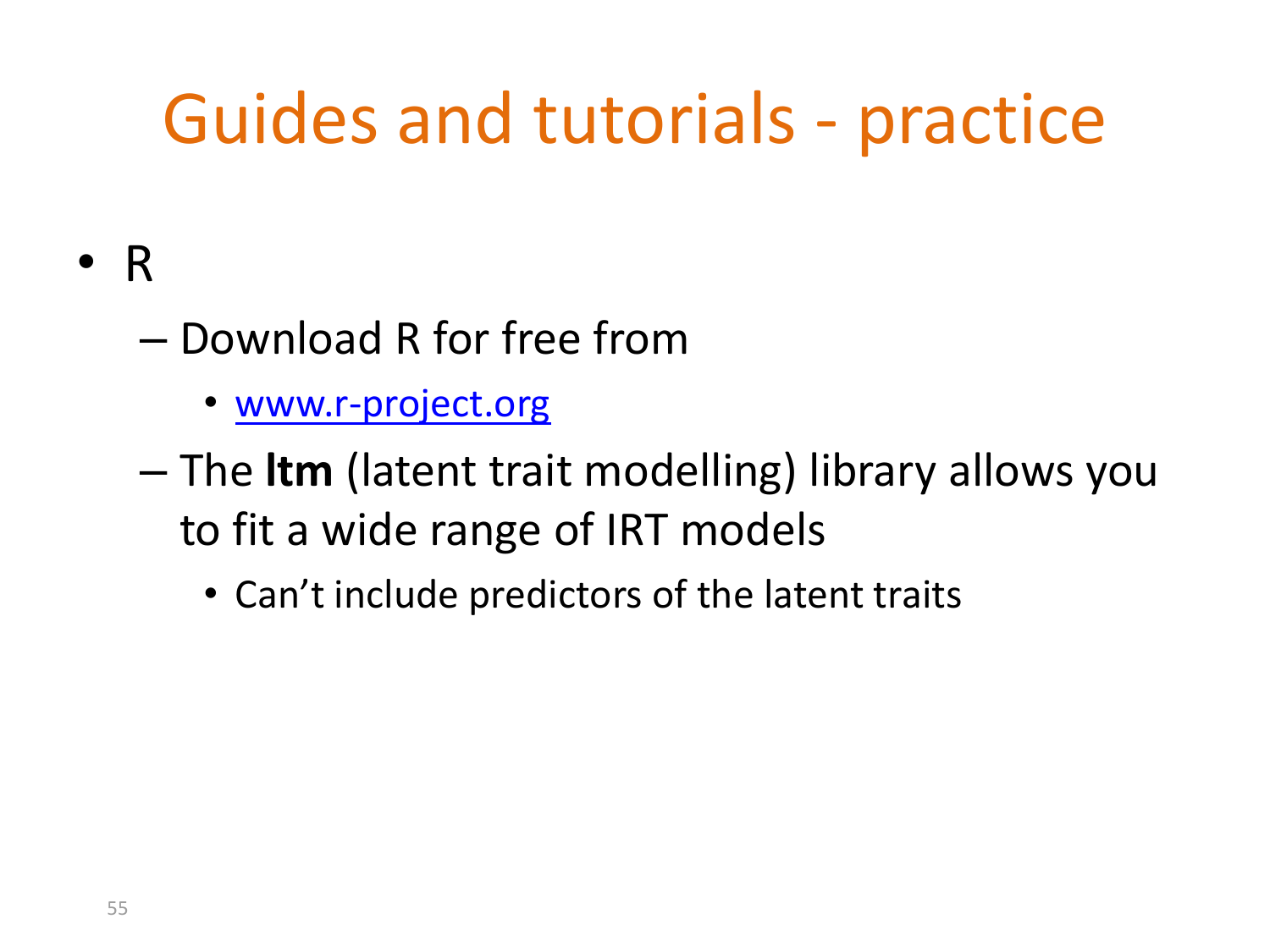# Guides and tutorials - practice

- R
  - Download R for free from
    - www.r-project.org
  - The **ltm** (latent trait modelling) library allows you to fit a wide range of IRT models
    - Can't include predictors of the latent traits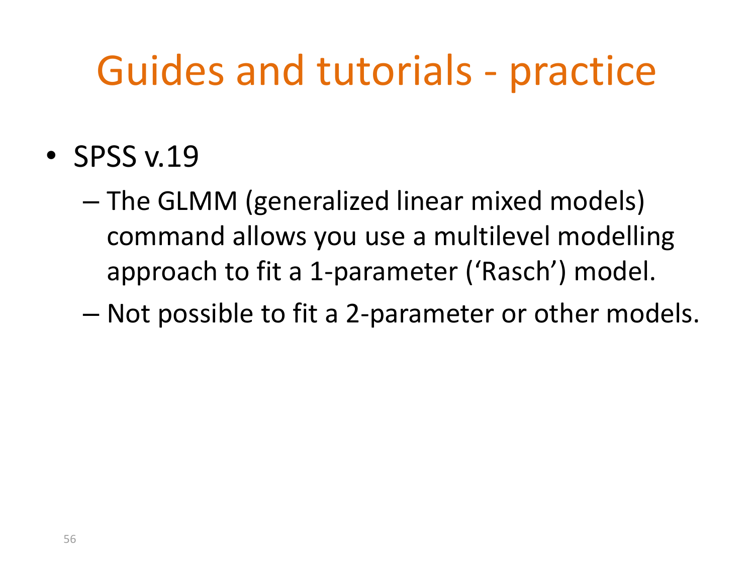# Guides and tutorials - practice

- SPSS v.19
  - The GLMM (generalized linear mixed models) command allows you use a multilevel modelling approach to fit a 1-parameter ('Rasch') model.
  - Not possible to fit a 2-parameter or other models.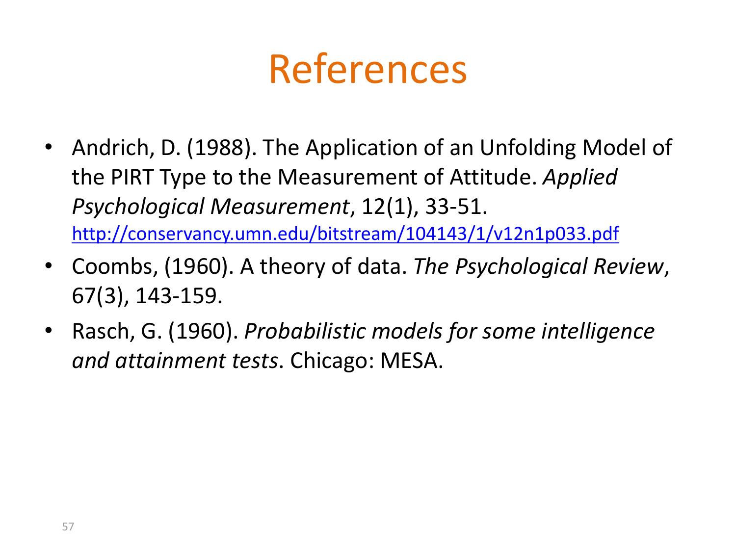# References

- Andrich, D. (1988). The Application of an Unfolding Model of the PIRT Type to the Measurement of Attitude. *Applied Psychological Measurement*, 12(1), 33-51. http://conservancy.umn.edu/bitstream/104143/1/v12n1p033.pdf
- Coombs, (1960). A theory of data. *The Psychological Review*, 67(3), 143-159.
- Rasch, G. (1960). *Probabilistic models for some intelligence and attainment tests*. Chicago: MESA.